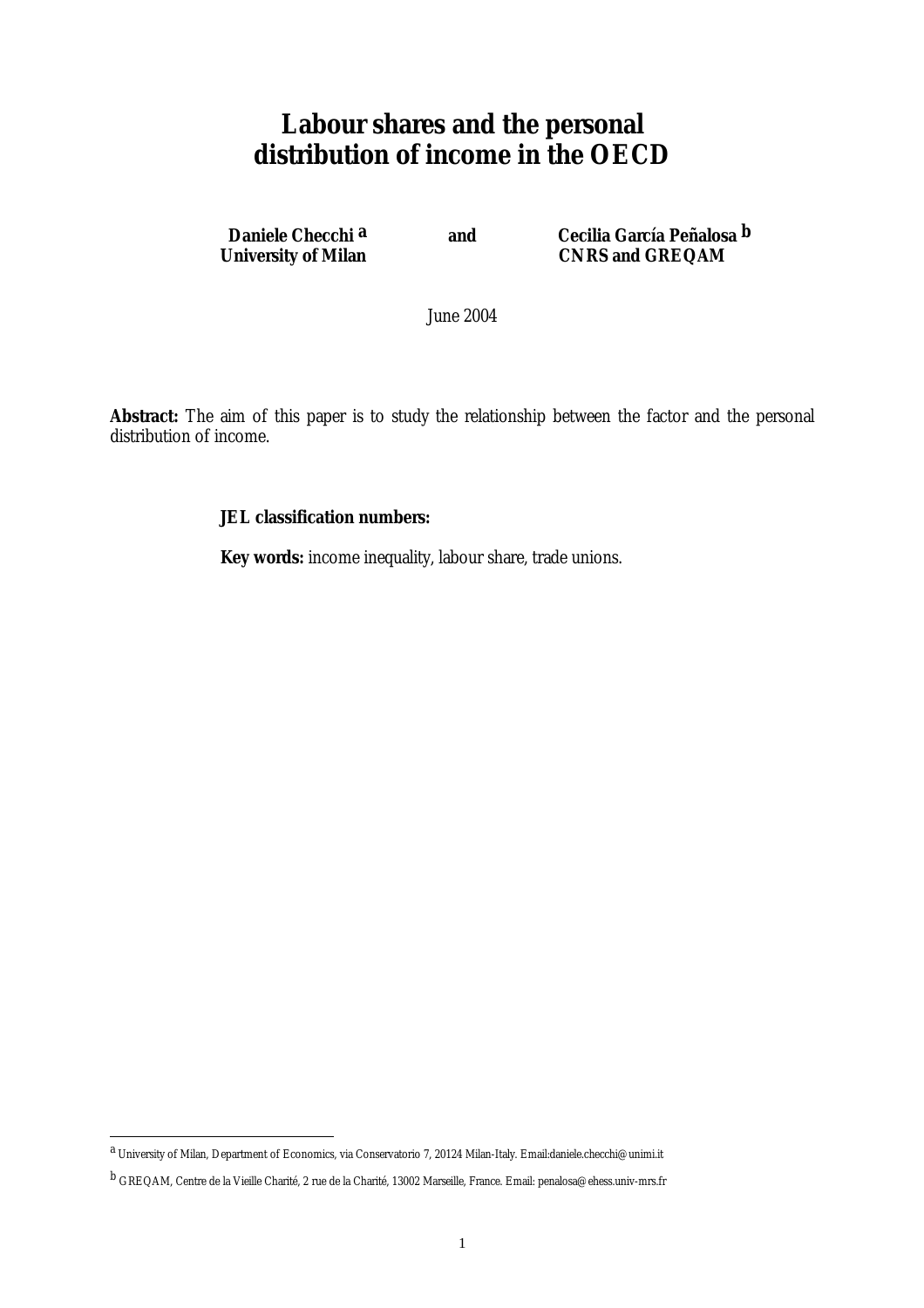# Labour shares and the personal distribution of income in the OECD

**Daniele Checchi** [a]
**University of Milan**

and

**Cecilia García Peñalosa** [b]
**CNRS and GREQAM**

June 2004

**Abstract:** The aim of this paper is to study the relationship between the factor and the personal distribution of income.

**JEL classification numbers:**

**Key words:** income inequality, labour share, trade unions.

---

[a] University of Milan, Department of Economics, via Conservatorio 7, 20124 Milan-Italy. Email:daniele.checchi@unimi.it

[b] GREQAM, Centre de la Vieille Charité, 2 rue de la Charité, 13002 Marseille, France. Email: penalosa@ehess.univ-mrs.fr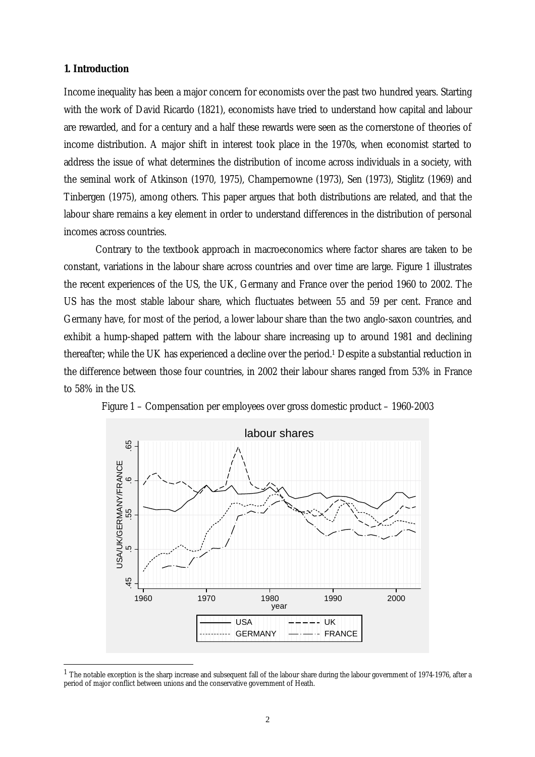## 1. Introduction

Income inequality has been a major concern for economists over the past two hundred years. Starting with the work of David Ricardo (1821), economists have tried to understand how capital and labour are rewarded, and for a century and a half these rewards were seen as the cornerstone of theories of income distribution. A major shift in interest took place in the 1970s, when economist started to address the issue of what determines the distribution of income across individuals in a society, with the seminal work of Atkinson (1970, 1975), Champernowne (1973), Sen (1973), Stiglitz (1969) and Tinbergen (1975), among others. This paper argues that both distributions are related, and that the labour share remains a key element in order to understand differences in the distribution of personal incomes across countries.

Contrary to the textbook approach in macroeconomics where factor shares are taken to be constant, variations in the labour share across countries and over time are large. Figure 1 illustrates the recent experiences of the US, the UK, Germany and France over the period 1960 to 2002. The US has the most stable labour share, which fluctuates between 55 and 59 per cent. France and Germany have, for most of the period, a lower labour share than the two anglo-saxon countries, and exhibit a hump-shaped pattern with the labour share increasing up to around 1981 and declining thereafter; while the UK has experienced a decline over the period.[1] Despite a substantial reduction in the difference between those four countries, in 2002 their labour shares ranged from 53% in France to 58% in the US.

Figure 1 – Compensation per employees over gross domestic product – 1960-2003

[1] The notable exception is the sharp increase and subsequent fall of the labour share during the labour government of 1974-1976, after a period of major conflict between unions and the conservative government of Heath.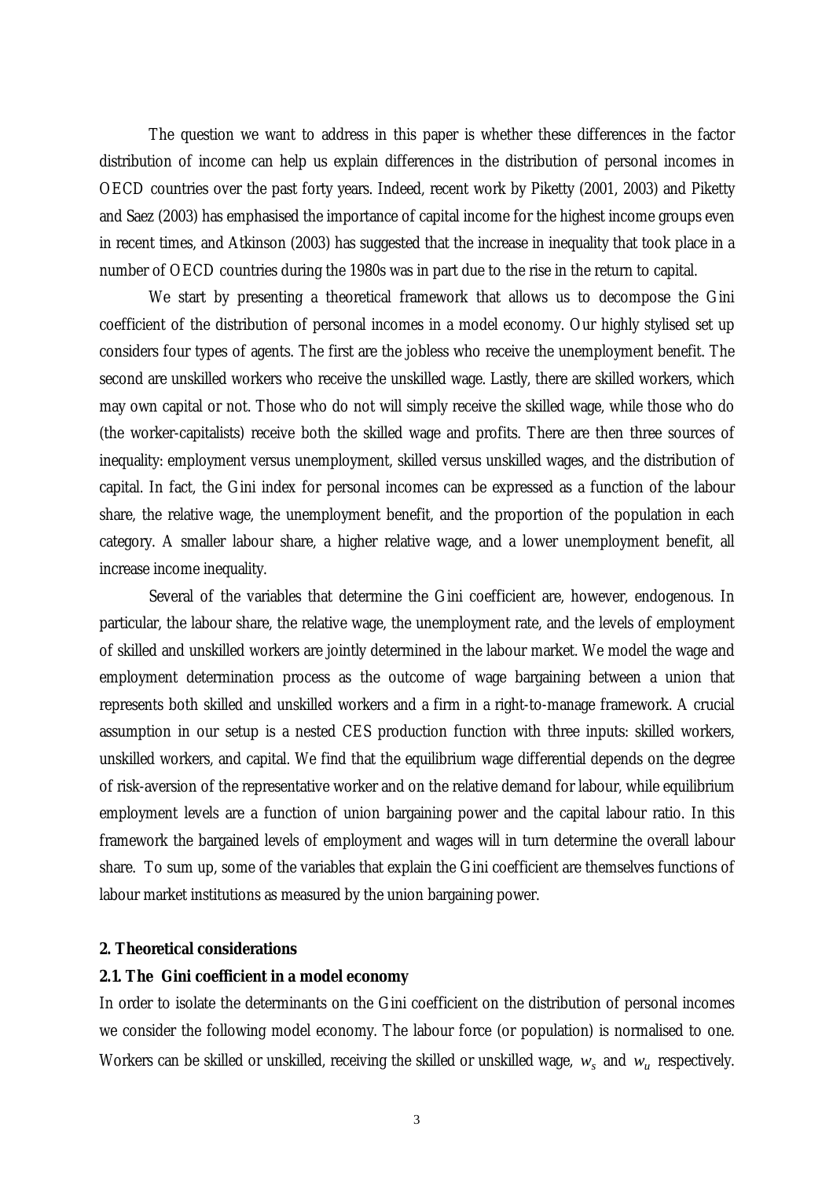The question we want to address in this paper is whether these differences in the factor distribution of income can help us explain differences in the distribution of personal incomes in OECD countries over the past forty years. Indeed, recent work by Piketty (2001, 2003) and Piketty and Saez (2003) has emphasised the importance of capital income for the highest income groups even in recent times, and Atkinson (2003) has suggested that the increase in inequality that took place in a number of OECD countries during the 1980s was in part due to the rise in the return to capital.

We start by presenting a theoretical framework that allows us to decompose the Gini coefficient of the distribution of personal incomes in a model economy. Our highly stylised set up considers four types of agents. The first are the jobless who receive the unemployment benefit. The second are unskilled workers who receive the unskilled wage. Lastly, there are skilled workers, which may own capital or not. Those who do not will simply receive the skilled wage, while those who do (the worker-capitalists) receive both the skilled wage and profits. There are then three sources of inequality: employment versus unemployment, skilled versus unskilled wages, and the distribution of capital. In fact, the Gini index for personal incomes can be expressed as a function of the labour share, the relative wage, the unemployment benefit, and the proportion of the population in each category. A smaller labour share, a higher relative wage, and a lower unemployment benefit, all increase income inequality.

Several of the variables that determine the Gini coefficient are, however, endogenous. In particular, the labour share, the relative wage, the unemployment rate, and the levels of employment of skilled and unskilled workers are jointly determined in the labour market. We model the wage and employment determination process as the outcome of wage bargaining between a union that represents both skilled and unskilled workers and a firm in a right-to-manage framework. A crucial assumption in our setup is a nested CES production function with three inputs: skilled workers, unskilled workers, and capital. We find that the equilibrium wage differential depends on the degree of risk-aversion of the representative worker and on the relative demand for labour, while equilibrium employment levels are a function of union bargaining power and the capital labour ratio. In this framework the bargained levels of employment and wages will in turn determine the overall labour share. To sum up, some of the variables that explain the Gini coefficient are themselves functions of labour market institutions as measured by the union bargaining power.

## 2. Theoretical considerations

### 2.1. The Gini coefficient in a model economy

In order to isolate the determinants on the Gini coefficient on the distribution of personal incomes we consider the following model economy. The labour force (or population) is normalised to one. Workers can be skilled or unskilled, receiving the skilled or unskilled wage, $w_s$ and $w_u$ respectively.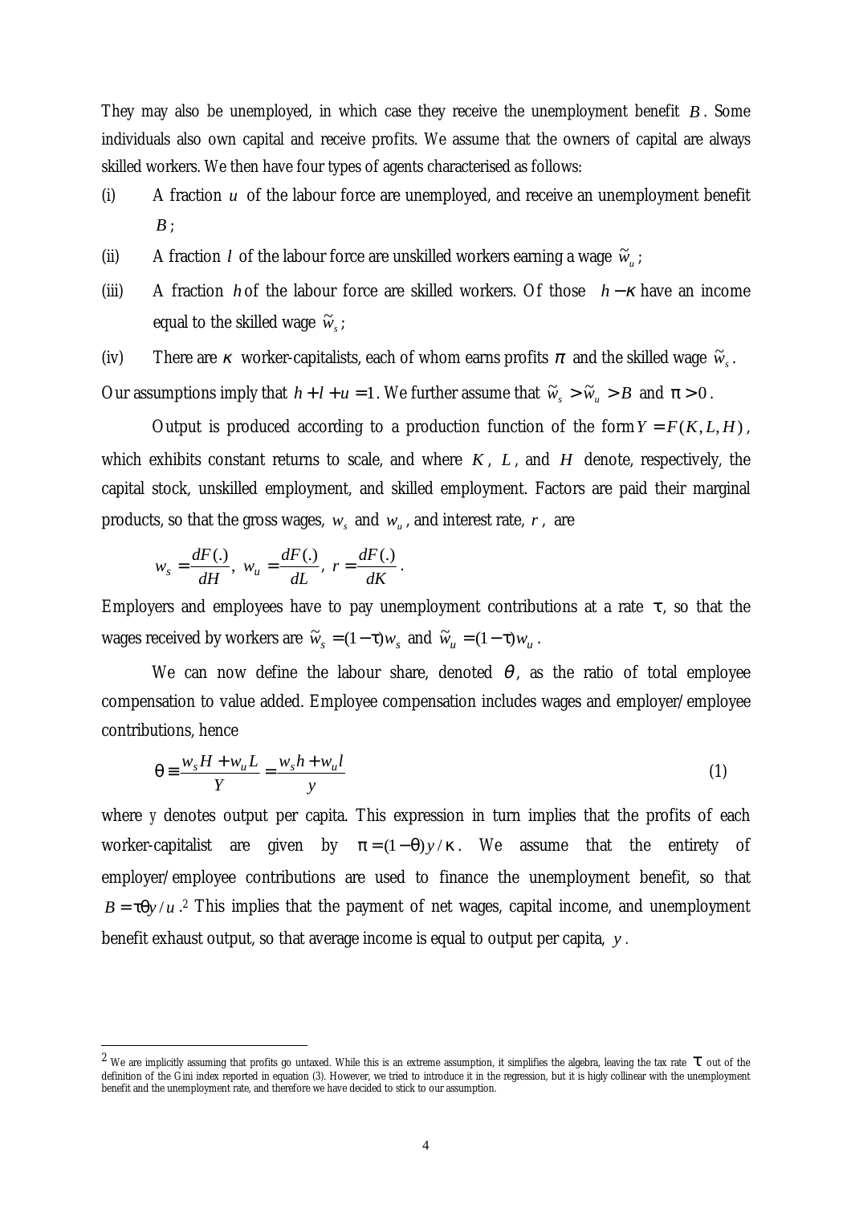They may also be unemployed, in which case they receive the unemployment benefit $B$. Some individuals also own capital and receive profits. We assume that the owners of capital are always skilled workers. We then have four types of agents characterised as follows:

(i) A fraction $u$ of the labour force are unemployed, and receive an unemployment benefit $B$;

(ii) A fraction $l$ of the labour force are unskilled workers earning a wage $\tilde{w}_u$;

(iii) A fraction $h$ of the labour force are skilled workers. Of those $h-\kappa$ have an income equal to the skilled wage $\tilde{w}_s$;

(iv) There are $\kappa$ worker-capitalists, each of whom earns profits $\pi$ and the skilled wage $\tilde{w}_s$.

Our assumptions imply that $h+l+u=1$. We further assume that $\tilde{w}_s > \tilde{w}_u > B$ and $\pi > 0$.

Output is produced according to a production function of the form $Y = F(K, L, H)$, which exhibits constant returns to scale, and where $K$, $L$, and $H$ denote, respectively, the capital stock, unskilled employment, and skilled employment. Factors are paid their marginal products, so that the gross wages, $w_s$ and $w_u$, and interest rate, $r$, are

$$w_s = \frac{dF(.)}{dH},\ w_u = \frac{dF(.)}{dL},\ r = \frac{dF(.)}{dK}.$$

Employers and employees have to pay unemployment contributions at a rate $\tau$, so that the wages received by workers are $\tilde{w}_s = (1-\tau)w_s$ and $\tilde{w}_u = (1-\tau)w_u$.

We can now define the labour share, denoted $\theta$, as the ratio of total employee compensation to value added. Employee compensation includes wages and employer/employee contributions, hence

$$\theta \equiv \frac{w_s H + w_u L}{Y} = \frac{w_s h + w_u l}{y} \tag{1}$$

where y denotes output per capita. This expression in turn implies that the profits of each worker-capitalist are given by $\pi = (1-\theta)y/\kappa$. We assume that the entirety of employer/employee contributions are used to finance the unemployment benefit, so that $B = \tau\theta y/u$.[2] This implies that the payment of net wages, capital income, and unemployment benefit exhaust output, so that average income is equal to output per capita, $y$.

---

[2] We are implicitly assuming that profits go untaxed. While this is an extreme assumption, it simplifies the algebra, leaving the tax rate $\tau$ out of the definition of the Gini index reported in equation (3). However, we tried to introduce it in the regression, but it is higly collinear with the unemployment benefit and the unemployment rate, and therefore we have decided to stick to our assumption.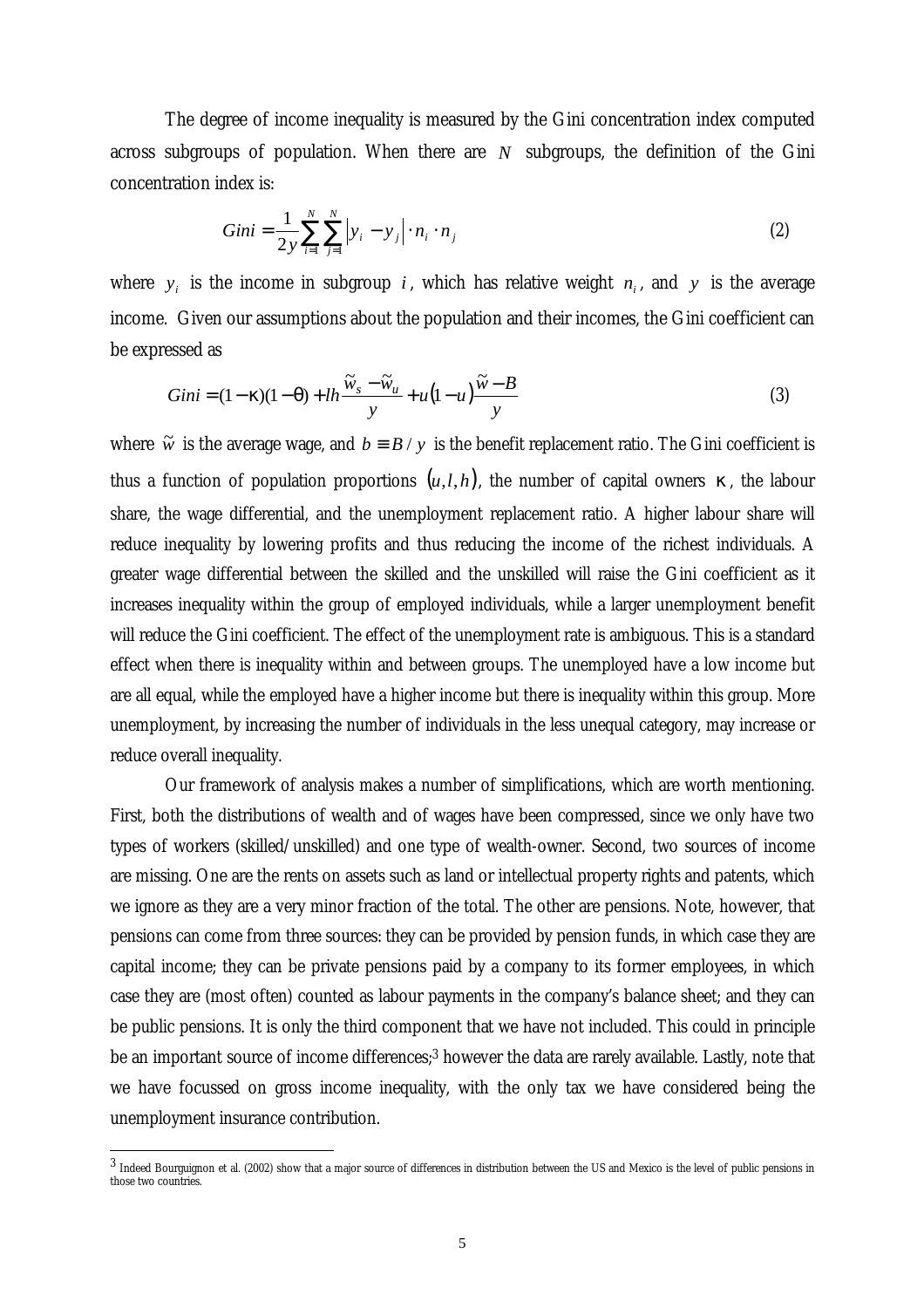The degree of income inequality is measured by the Gini concentration index computed across subgroups of population. When there are $N$ subgroups, the definition of the Gini concentration index is:

$$Gini = \frac{1}{2y}\sum_{i=1}^{N}\sum_{j=1}^{N}\left|y_i - y_j\right| \cdot n_i \cdot n_j \tag{2}$$

where $y_i$ is the income in subgroup $i$, which has relative weight $n_i$, and $y$ is the average income. Given our assumptions about the population and their incomes, the Gini coefficient can be expressed as

$$Gini = (1-\kappa)(1-\theta) + lh\frac{\tilde{w}_s - \tilde{w}_u}{y} + u(1-u)\frac{\tilde{w} - B}{y} \tag{3}$$

where $\tilde{w}$ is the average wage, and $b \equiv B/y$ is the benefit replacement ratio. The Gini coefficient is thus a function of population proportions $(u, l, h)$, the number of capital owners $\kappa$, the labour share, the wage differential, and the unemployment replacement ratio. A higher labour share will reduce inequality by lowering profits and thus reducing the income of the richest individuals. A greater wage differential between the skilled and the unskilled will raise the Gini coefficient as it increases inequality within the group of employed individuals, while a larger unemployment benefit will reduce the Gini coefficient. The effect of the unemployment rate is ambiguous. This is a standard effect when there is inequality within and between groups. The unemployed have a low income but are all equal, while the employed have a higher income but there is inequality within this group. More unemployment, by increasing the number of individuals in the less unequal category, may increase or reduce overall inequality.

Our framework of analysis makes a number of simplifications, which are worth mentioning. First, both the distributions of wealth and of wages have been compressed, since we only have two types of workers (skilled/unskilled) and one type of wealth-owner. Second, two sources of income are missing. One are the rents on assets such as land or intellectual property rights and patents, which we ignore as they are a very minor fraction of the total. The other are pensions. Note, however, that pensions can come from three sources: they can be provided by pension funds, in which case they are capital income; they can be private pensions paid by a company to its former employees, in which case they are (most often) counted as labour payments in the company's balance sheet; and they can be public pensions. It is only the third component that we have not included. This could in principle be an important source of income differences;[3] however the data are rarely available. Lastly, note that we have focussed on gross income inequality, with the only tax we have considered being the unemployment insurance contribution.

[3] Indeed Bourguignon et al. (2002) show that a major source of differences in distribution between the US and Mexico is the level of public pensions in those two countries.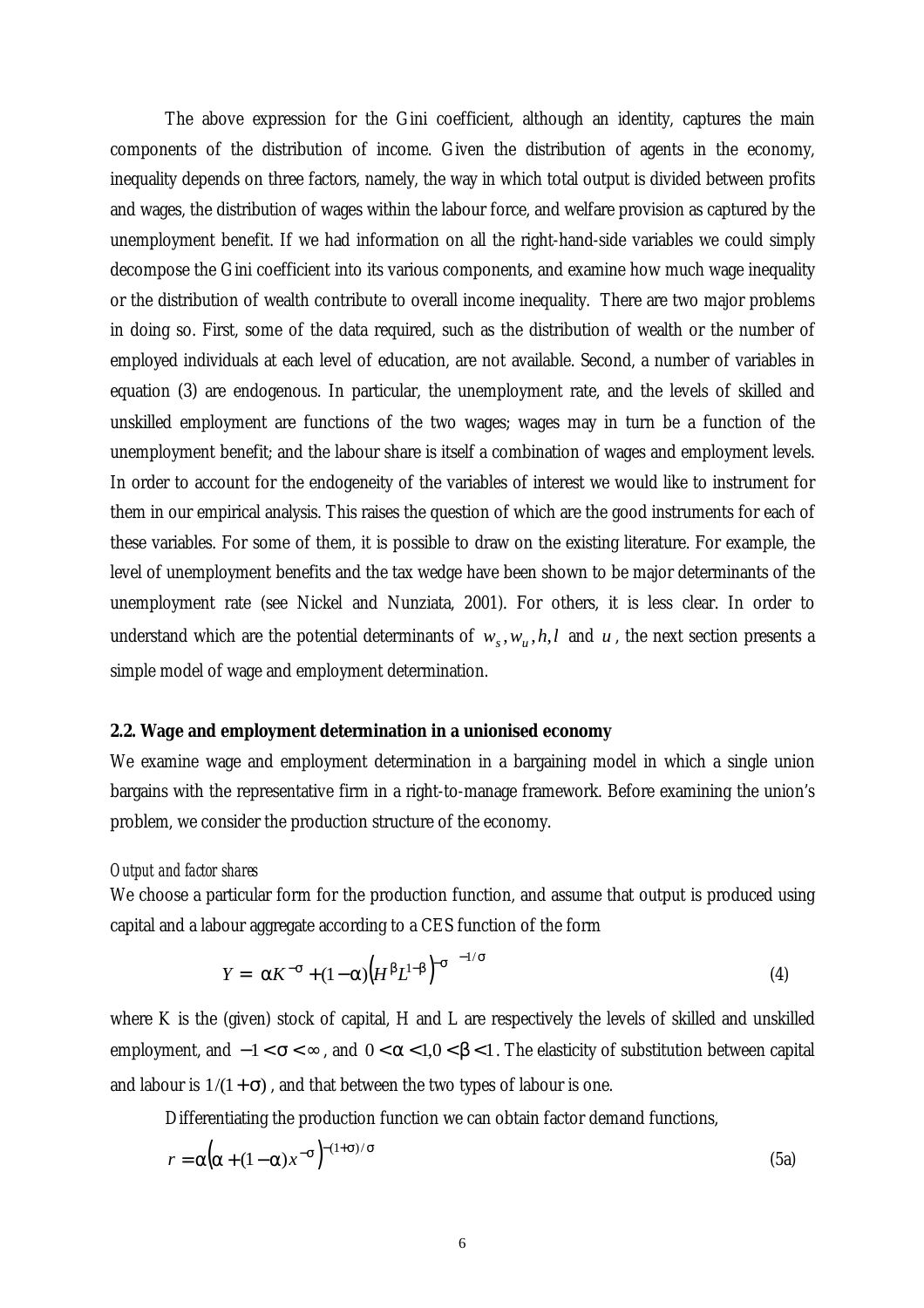The above expression for the Gini coefficient, although an identity, captures the main components of the distribution of income. Given the distribution of agents in the economy, inequality depends on three factors, namely, the way in which total output is divided between profits and wages, the distribution of wages within the labour force, and welfare provision as captured by the unemployment benefit. If we had information on all the right-hand-side variables we could simply decompose the Gini coefficient into its various components, and examine how much wage inequality or the distribution of wealth contribute to overall income inequality. There are two major problems in doing so. First, some of the data required, such as the distribution of wealth or the number of employed individuals at each level of education, are not available. Second, a number of variables in equation (3) are endogenous. In particular, the unemployment rate, and the levels of skilled and unskilled employment are functions of the two wages; wages may in turn be a function of the unemployment benefit; and the labour share is itself a combination of wages and employment levels. In order to account for the endogeneity of the variables of interest we would like to instrument for them in our empirical analysis. This raises the question of which are the good instruments for each of these variables. For some of them, it is possible to draw on the existing literature. For example, the level of unemployment benefits and the tax wedge have been shown to be major determinants of the unemployment rate (see Nickel and Nunziata, 2001). For others, it is less clear. In order to understand which are the potential determinants of $w_s, w_u, h, l$ and $u$, the next section presents a simple model of wage and employment determination.

### 2.2. Wage and employment determination in a unionised economy

We examine wage and employment determination in a bargaining model in which a single union bargains with the representative firm in a right-to-manage framework. Before examining the union's problem, we consider the production structure of the economy.

*Output and factor shares*

We choose a particular form for the production function, and assume that output is produced using capital and a labour aggregate according to a CES function of the form

$$Y = \left[\alpha K^{-\sigma} + (1-\alpha)\left(H^{\beta}L^{1-\beta}\right)^{-\sigma}\right]^{-1/\sigma} \tag{4}$$

where K is the (given) stock of capital, H and L are respectively the levels of skilled and unskilled employment, and $-1 < \sigma < \infty$, and $0 < \alpha < 1, 0 < \beta < 1$. The elasticity of substitution between capital and labour is $1/(1+\sigma)$, and that between the two types of labour is one.

Differentiating the production function we can obtain factor demand functions,

$$r = \alpha\left(\alpha + (1-\alpha)x^{-\sigma}\right)^{-(1+\sigma)/\sigma} \tag{5a}$$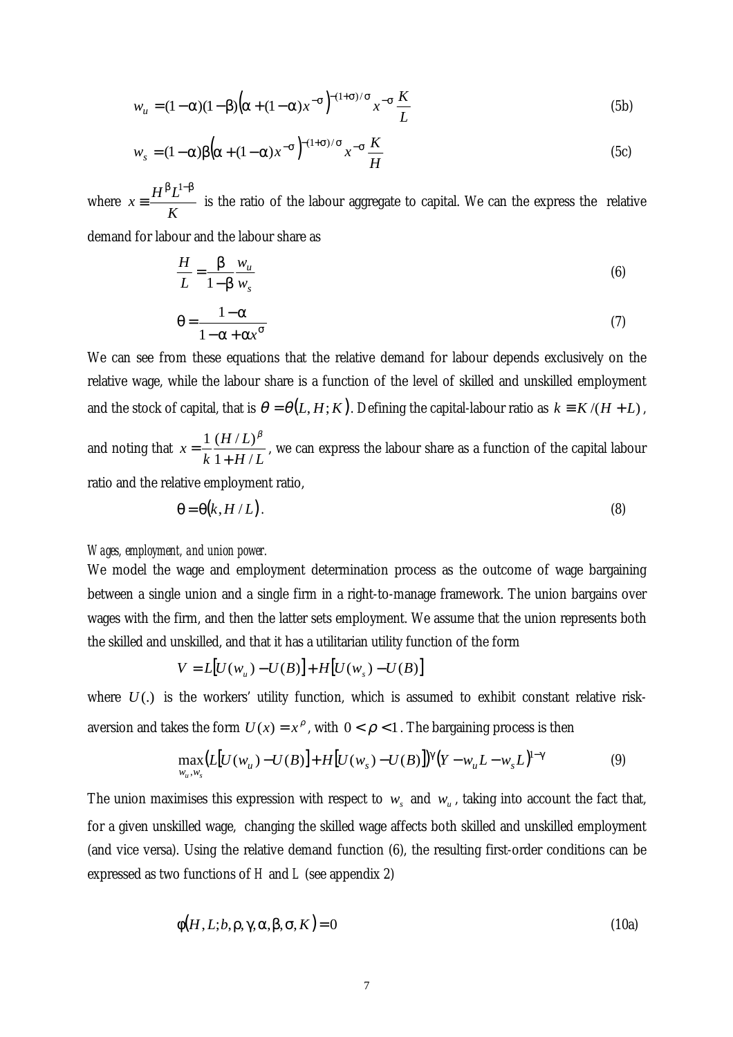$$w_u = (1-\alpha)(1-\beta)\left(\alpha + (1-\alpha)x^{-\sigma}\right)^{-(1+\sigma)/\sigma} x^{-\sigma}\frac{K}{L} \tag{5b}$$

$$w_s = (1-\alpha)\beta\left(\alpha + (1-\alpha)x^{-\sigma}\right)^{-(1+\sigma)/\sigma} x^{-\sigma}\frac{K}{H} \tag{5c}$$

where $x \equiv \frac{H^{\beta}L^{1-\beta}}{K}$ is the ratio of the labour aggregate to capital. We can the express the relative demand for labour and the labour share as

$$\frac{H}{L} = \frac{\beta}{1-\beta}\frac{w_u}{w_s} \tag{6}$$

$$\theta = \frac{1-\alpha}{1-\alpha+\alpha x^{\sigma}} \tag{7}$$

We can see from these equations that the relative demand for labour depends exclusively on the relative wage, while the labour share is a function of the level of skilled and unskilled employment and the stock of capital, that is $\theta = \theta(L, H; K)$. Defining the capital-labour ratio as $k \equiv K/(H+L)$, and noting that $x = \frac{1}{k}\frac{(H/L)^{\beta}}{1+H/L}$, we can express the labour share as a function of the capital labour ratio and the relative employment ratio,

$$\theta = \theta(k, H/L). \tag{8}$$

*Wages, employment, and union power.*

We model the wage and employment determination process as the outcome of wage bargaining between a single union and a single firm in a right-to-manage framework. The union bargains over wages with the firm, and then the latter sets employment. We assume that the union represents both the skilled and unskilled, and that it has a utilitarian utility function of the form

$$V = L[U(w_u) - U(B)] + H[U(w_s) - U(B)]$$

where $U(.)$ is the workers' utility function, which is assumed to exhibit constant relative risk-aversion and takes the form $U(x) = x^{\rho}$, with $0 < \rho < 1$. The bargaining process is then

$$\max_{w_u, w_s}\left(L[U(w_u) - U(B)] + H[U(w_s) - U(B)]\right)^{\gamma}\left(Y - w_u L - w_s L\right)^{1-\gamma} \tag{9}$$

The union maximises this expression with respect to $w_s$ and $w_u$, taking into account the fact that, for a given unskilled wage, changing the skilled wage affects both skilled and unskilled employment (and vice versa). Using the relative demand function (6), the resulting first-order conditions can be expressed as two functions of $H$ and $L$ (see appendix 2)

$$\phi(H, L; b, \rho, \gamma, \alpha, \beta, \sigma, K) = 0 \tag{10a}$$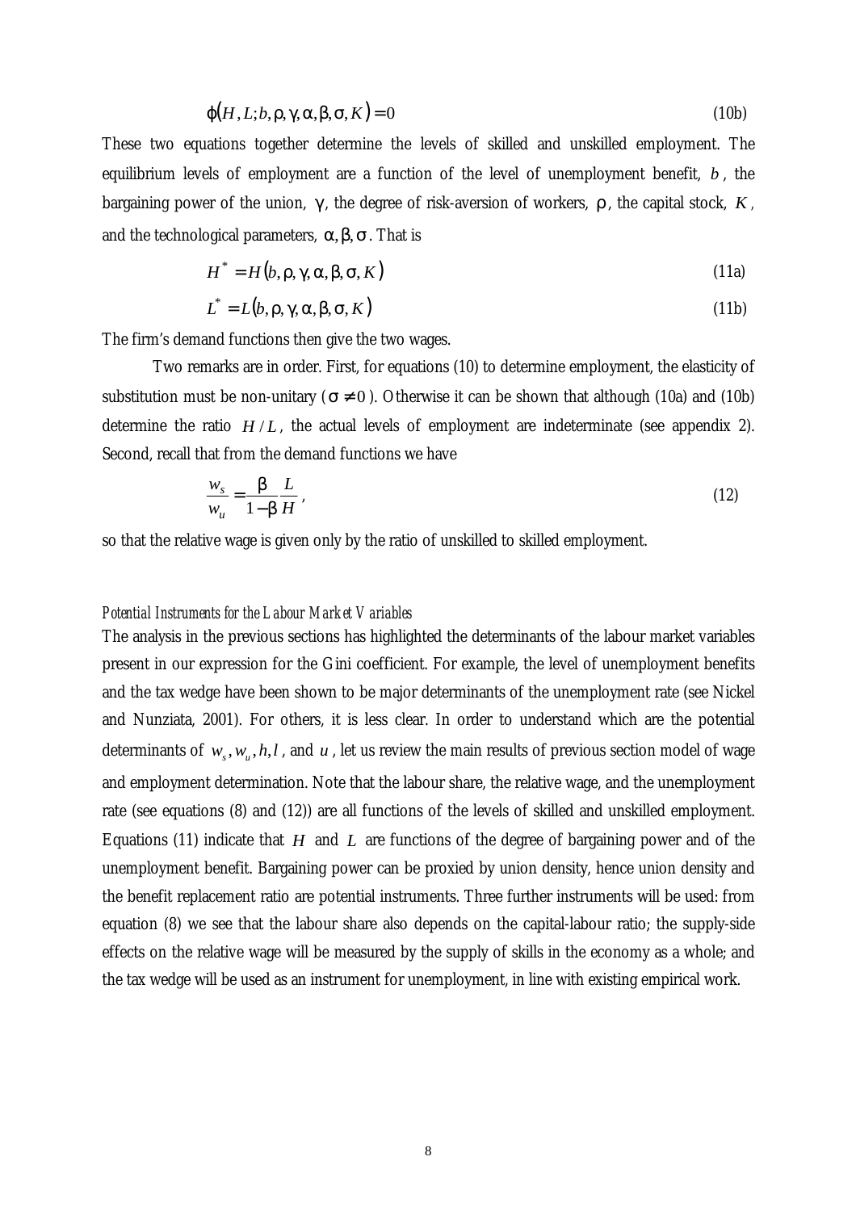$$\varphi(H, L; b, \rho, \gamma, \alpha, \beta, \sigma, K) = 0 \tag{10b}$$

These two equations together determine the levels of skilled and unskilled employment. The equilibrium levels of employment are a function of the level of unemployment benefit, $b$, the bargaining power of the union, $\gamma$, the degree of risk-aversion of workers, $\rho$, the capital stock, $K$, and the technological parameters, $\alpha, \beta, \sigma$. That is

$$H^* = H(b, \rho, \gamma, \alpha, \beta, \sigma, K) \tag{11a}$$

$$L^* = L(b, \rho, \gamma, \alpha, \beta, \sigma, K) \tag{11b}$$

The firm's demand functions then give the two wages.

Two remarks are in order. First, for equations (10) to determine employment, the elasticity of substitution must be non-unitary ($\sigma \neq 0$). Otherwise it can be shown that although (10a) and (10b) determine the ratio $H/L$, the actual levels of employment are indeterminate (see appendix 2). Second, recall that from the demand functions we have

$$\frac{w_s}{w_u} = \frac{\beta}{1-\beta}\frac{L}{H}, \tag{12}$$

so that the relative wage is given only by the ratio of unskilled to skilled employment.

*Potential Instruments for the Labour Market Variables*

The analysis in the previous sections has highlighted the determinants of the labour market variables present in our expression for the Gini coefficient. For example, the level of unemployment benefits and the tax wedge have been shown to be major determinants of the unemployment rate (see Nickel and Nunziata, 2001). For others, it is less clear. In order to understand which are the potential determinants of $w_s, w_u, h, l$, and $u$, let us review the main results of previous section model of wage and employment determination. Note that the labour share, the relative wage, and the unemployment rate (see equations (8) and (12)) are all functions of the levels of skilled and unskilled employment. Equations (11) indicate that $H$ and $L$ are functions of the degree of bargaining power and of the unemployment benefit. Bargaining power can be proxied by union density, hence union density and the benefit replacement ratio are potential instruments. Three further instruments will be used: from equation (8) we see that the labour share also depends on the capital-labour ratio; the supply-side effects on the relative wage will be measured by the supply of skills in the economy as a whole; and the tax wedge will be used as an instrument for unemployment, in line with existing empirical work.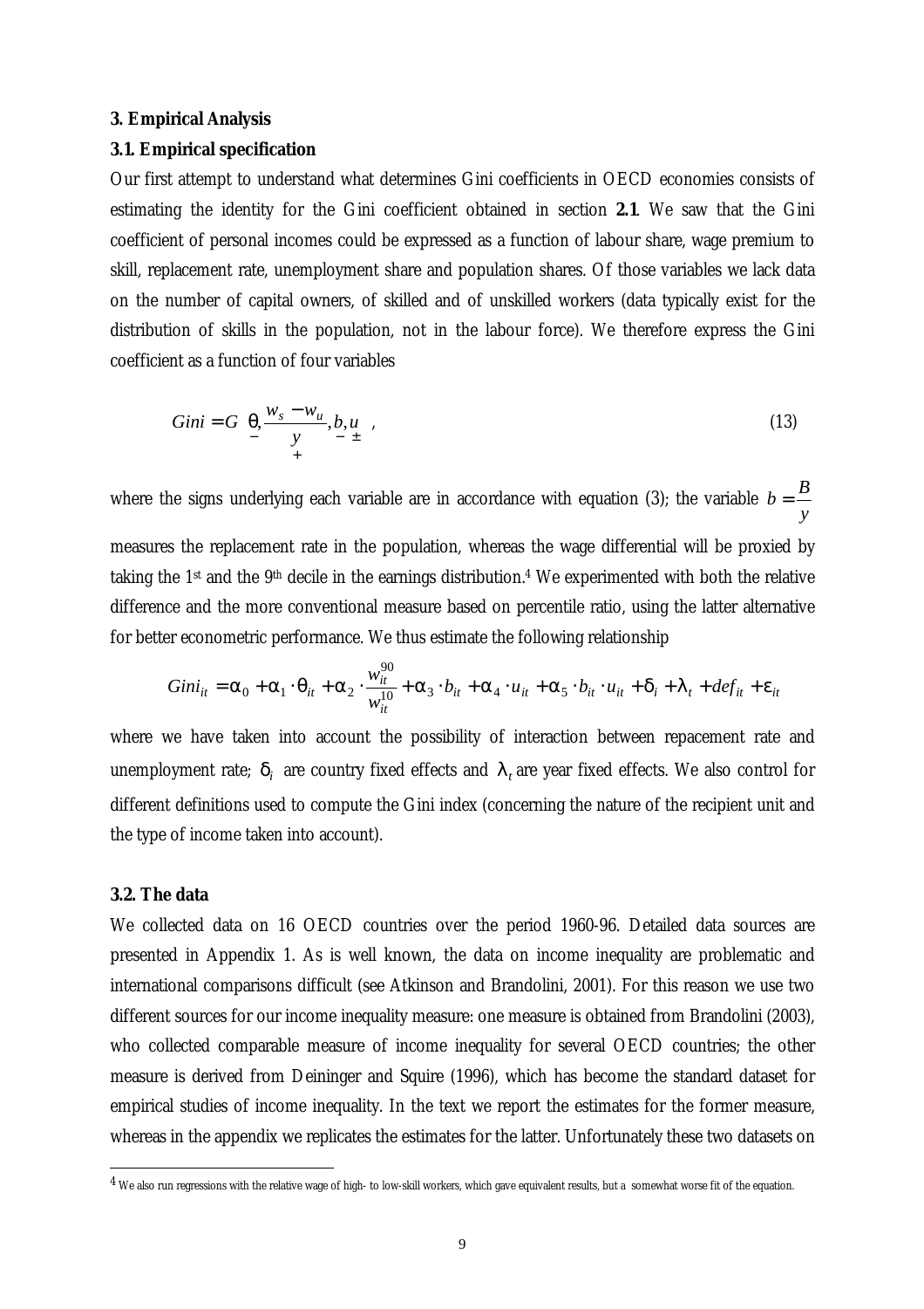**3. Empirical Analysis**

**3.1. Empirical specification**

Our first attempt to understand what determines Gini coefficients in OECD economies consists of estimating the identity for the Gini coefficient obtained in section **2.1**. We saw that the Gini coefficient of personal incomes could be expressed as a function of labour share, wage premium to skill, replacement rate, unemployment share and population shares. Of those variables we lack data on the number of capital owners, of skilled and of unskilled workers (data typically exist for the distribution of skills in the population, not in the labour force). We therefore express the Gini coefficient as a function of four variables

$$Gini = G\left(\underset{-}{\theta}, \underset{+}{\frac{w_s - w_u}{y}}, \underset{-}{b}, \underset{\pm}{u}\right), \tag{13}$$

where the signs underlying each variable are in accordance with equation (3); the variable $b = \frac{B}{y}$ measures the replacement rate in the population, whereas the wage differential will be proxied by taking the 1st and the 9th decile in the earnings distribution.[4] We experimented with both the relative difference and the more conventional measure based on percentile ratio, using the latter alternative for better econometric performance. We thus estimate the following relationship

$$Gini_{it} = \alpha_0 + \alpha_1 \cdot \theta_{it} + \alpha_2 \cdot \frac{w_{it}^{90}}{w_{it}^{10}} + \alpha_3 \cdot b_{it} + \alpha_4 \cdot u_{it} + \alpha_5 \cdot b_{it} \cdot u_{it} + \delta_i + \lambda_t + def_{it} + \varepsilon_{it}$$

where we have taken into account the possibility of interaction between repacement rate and unemployment rate; $\delta_i$ are country fixed effects and $\lambda_t$ are year fixed effects. We also control for different definitions used to compute the Gini index (concerning the nature of the recipient unit and the type of income taken into account).

**3.2. The data**

We collected data on 16 OECD countries over the period 1960-96. Detailed data sources are presented in Appendix 1. As is well known, the data on income inequality are problematic and international comparisons difficult (see Atkinson and Brandolini, 2001). For this reason we use two different sources for our income inequality measure: one measure is obtained from Brandolini (2003), who collected comparable measure of income inequality for several OECD countries; the other measure is derived from Deininger and Squire (1996), which has become the standard dataset for empirical studies of income inequality. In the text we report the estimates for the former measure, whereas in the appendix we replicates the estimates for the latter. Unfortunately these two datasets on

[4] We also run regressions with the relative wage of high- to low-skill workers, which gave equivalent results, but a somewhat worse fit of the equation.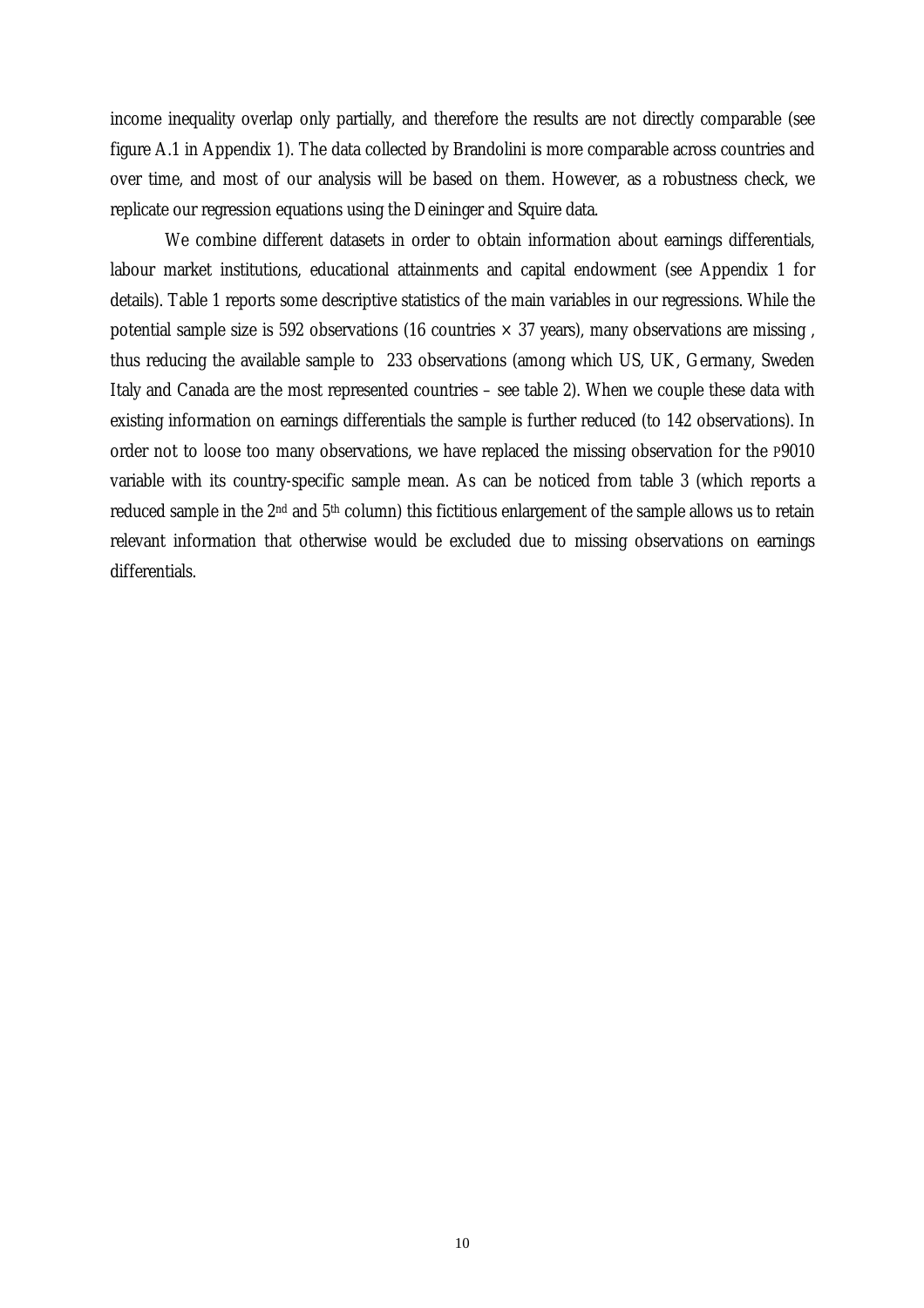income inequality overlap only partially, and therefore the results are not directly comparable (see figure A.1 in Appendix 1). The data collected by Brandolini is more comparable across countries and over time, and most of our analysis will be based on them. However, as a robustness check, we replicate our regression equations using the Deininger and Squire data.

We combine different datasets in order to obtain information about earnings differentials, labour market institutions, educational attainments and capital endowment (see Appendix 1 for details). Table 1 reports some descriptive statistics of the main variables in our regressions. While the potential sample size is 592 observations (16 countries × 37 years), many observations are missing , thus reducing the available sample to 233 observations (among which US, UK, Germany, Sweden Italy and Canada are the most represented countries – see table 2). When we couple these data with existing information on earnings differentials the sample is further reduced (to 142 observations). In order not to loose too many observations, we have replaced the missing observation for the P9010 variable with its country-specific sample mean. As can be noticed from table 3 (which reports a reduced sample in the 2nd and 5th column) this fictitious enlargement of the sample allows us to retain relevant information that otherwise would be excluded due to missing observations on earnings differentials.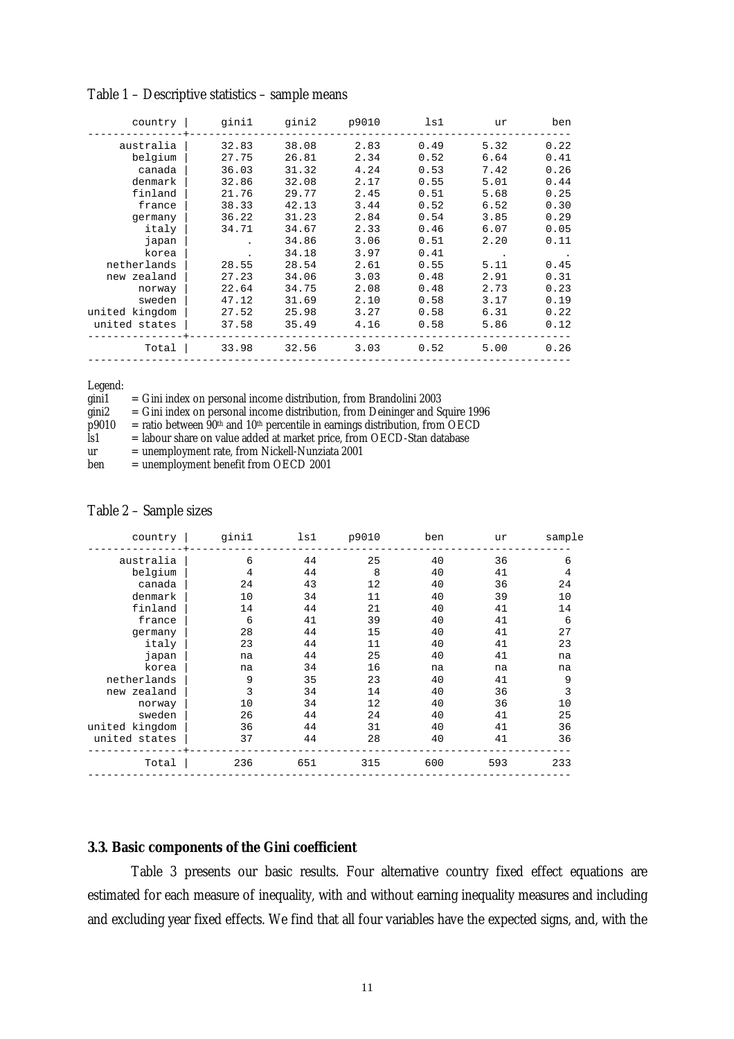Table 1 – Descriptive statistics – sample means

| country | gini1 | gini2 | p9010 | ls1 | ur | ben |
|---|---|---|---|---|---|---|
| australia | 32.83 | 38.08 | 2.83 | 0.49 | 5.32 | 0.22 |
| belgium | 27.75 | 26.81 | 2.34 | 0.52 | 6.64 | 0.41 |
| canada | 36.03 | 31.32 | 4.24 | 0.53 | 7.42 | 0.26 |
| denmark | 32.86 | 32.08 | 2.17 | 0.55 | 5.01 | 0.44 |
| finland | 21.76 | 29.77 | 2.45 | 0.51 | 5.68 | 0.25 |
| france | 38.33 | 42.13 | 3.44 | 0.52 | 6.52 | 0.30 |
| germany | 36.22 | 31.23 | 2.84 | 0.54 | 3.85 | 0.29 |
| italy | 34.71 | 34.67 | 2.33 | 0.46 | 6.07 | 0.05 |
| japan | . | 34.86 | 3.06 | 0.51 | 2.20 | 0.11 |
| korea | . | 34.18 | 3.97 | 0.41 | . | . |
| netherlands | 28.55 | 28.54 | 2.61 | 0.55 | 5.11 | 0.45 |
| new zealand | 27.23 | 34.06 | 3.03 | 0.48 | 2.91 | 0.31 |
| norway | 22.64 | 34.75 | 2.08 | 0.48 | 2.73 | 0.23 |
| sweden | 47.12 | 31.69 | 2.10 | 0.58 | 3.17 | 0.19 |
| united kingdom | 27.52 | 25.98 | 3.27 | 0.58 | 6.31 | 0.22 |
| united states | 37.58 | 35.49 | 4.16 | 0.58 | 5.86 | 0.12 |
| Total | 33.98 | 32.56 | 3.03 | 0.52 | 5.00 | 0.26 |

Legend:
gini1 = Gini index on personal income distribution, from Brandolini 2003
gini2 = Gini index on personal income distribution, from Deininger and Squire 1996
p9010 = ratio between 90th and 10th percentile in earnings distribution, from OECD
ls1 = labour share on value added at market price, from OECD-Stan database
ur = unemployment rate, from Nickell-Nunziata 2001
ben = unemployment benefit from OECD 2001

Table 2 – Sample sizes

| country | gini1 | ls1 | p9010 | ben | ur | sample |
|---|---|---|---|---|---|---|
| australia | 6 | 44 | 25 | 40 | 36 | 6 |
| belgium | 4 | 44 | 8 | 40 | 41 | 4 |
| canada | 24 | 43 | 12 | 40 | 36 | 24 |
| denmark | 10 | 34 | 11 | 40 | 39 | 10 |
| finland | 14 | 44 | 21 | 40 | 41 | 14 |
| france | 6 | 41 | 39 | 40 | 41 | 6 |
| germany | 28 | 44 | 15 | 40 | 41 | 27 |
| italy | 23 | 44 | 11 | 40 | 41 | 23 |
| japan | na | 44 | 25 | 40 | 41 | na |
| korea | na | 34 | 16 | na | na | na |
| netherlands | 9 | 35 | 23 | 40 | 41 | 9 |
| new zealand | 3 | 34 | 14 | 40 | 36 | 3 |
| norway | 10 | 34 | 12 | 40 | 36 | 10 |
| sweden | 26 | 44 | 24 | 40 | 41 | 25 |
| united kingdom | 36 | 44 | 31 | 40 | 41 | 36 |
| united states | 37 | 44 | 28 | 40 | 41 | 36 |
| Total | 236 | 651 | 315 | 600 | 593 | 233 |

### 3.3. Basic components of the Gini coefficient

Table 3 presents our basic results. Four alternative country fixed effect equations are estimated for each measure of inequality, with and without earning inequality measures and including and excluding year fixed effects. We find that all four variables have the expected signs, and, with the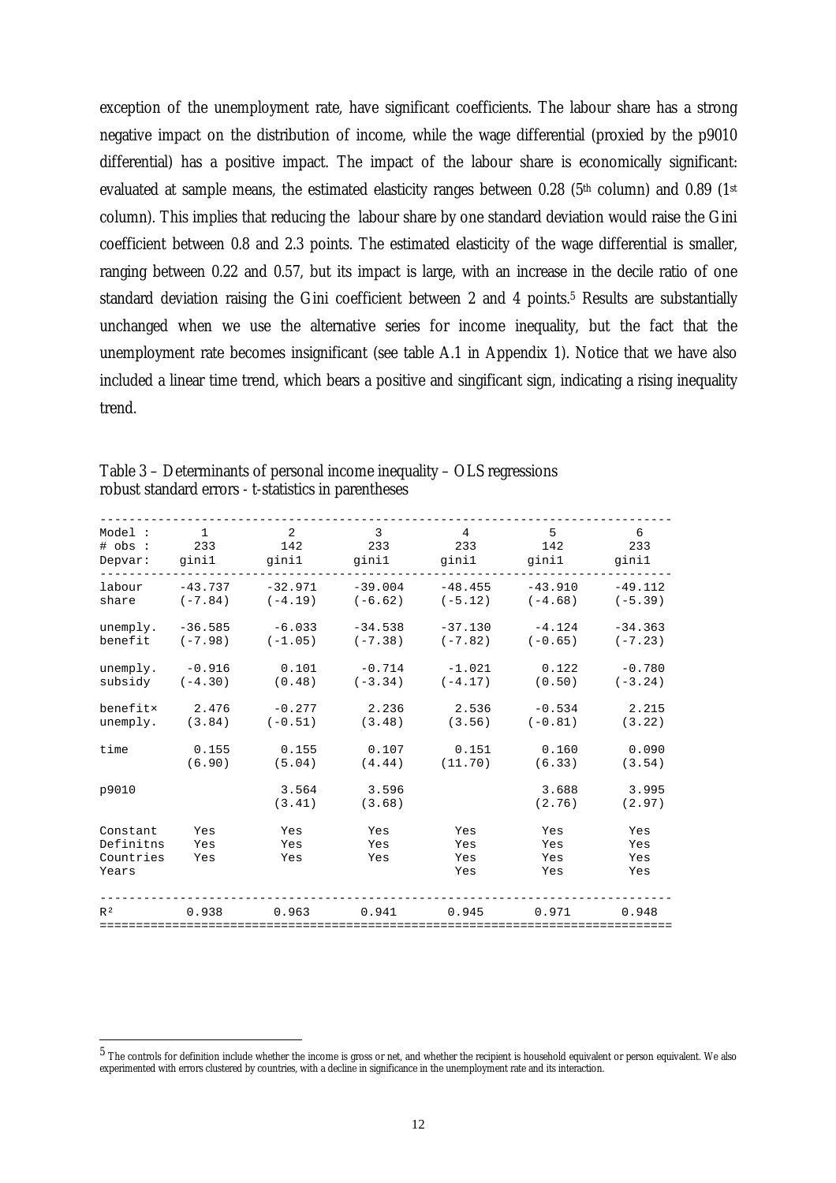exception of the unemployment rate, have significant coefficients. The labour share has a strong negative impact on the distribution of income, while the wage differential (proxied by the p9010 differential) has a positive impact. The impact of the labour share is economically significant: evaluated at sample means, the estimated elasticity ranges between 0.28 (5th column) and 0.89 (1st column). This implies that reducing the labour share by one standard deviation would raise the Gini coefficient between 0.8 and 2.3 points. The estimated elasticity of the wage differential is smaller, ranging between 0.22 and 0.57, but its impact is large, with an increase in the decile ratio of one standard deviation raising the Gini coefficient between 2 and 4 points.[5] Results are substantially unchanged when we use the alternative series for income inequality, but the fact that the unemployment rate becomes insignificant (see table A.1 in Appendix 1). Notice that we have also included a linear time trend, which bears a positive and singificant sign, indicating a rising inequality trend.

Table 3 – Determinants of personal income inequality – OLS regressions
robust standard errors - t-statistics in parentheses

| Model : | 1 | 2 | 3 | 4 | 5 | 6 |
|---|---|---|---|---|---|---|
| # obs : | 233 | 142 | 233 | 233 | 142 | 233 |
| Depvar: | gini1 | gini1 | gini1 | gini1 | gini1 | gini1 |
| labour share | -43.737 (-7.84) | -32.971 (-4.19) | -39.004 (-6.62) | -48.455 (-5.12) | -43.910 (-4.68) | -49.112 (-5.39) |
| unemply. benefit | -36.585 (-7.98) | -6.033 (-1.05) | -34.538 (-7.38) | -37.130 (-7.82) | -4.124 (-0.65) | -34.363 (-7.23) |
| unemply. subsidy | -0.916 (-4.30) | 0.101 (0.48) | -0.714 (-3.34) | -1.021 (-4.17) | 0.122 (0.50) | -0.780 (-3.24) |
| benefit× unemply. | 2.476 (3.84) | -0.277 (-0.51) | 2.236 (3.48) | 2.536 (3.56) | -0.534 (-0.81) | 2.215 (3.22) |
| time | 0.155 (6.90) | 0.155 (5.04) | 0.107 (4.44) | 0.151 (11.70) | 0.160 (6.33) | 0.090 (3.54) |
| p9010 | | 3.564 (3.41) | 3.596 (3.68) | | 3.688 (2.76) | 3.995 (2.97) |
| Constant | Yes | Yes | Yes | Yes | Yes | Yes |
| Definitns | Yes | Yes | Yes | Yes | Yes | Yes |
| Countries | Yes | Yes | Yes | Yes | Yes | Yes |
| Years | | | | Yes | Yes | Yes |
| $R^2$ | 0.938 | 0.963 | 0.941 | 0.945 | 0.971 | 0.948 |

[5] The controls for definition include whether the income is gross or net, and whether the recipient is household equivalent or person equivalent. We also experimented with errors clustered by countries, with a decline in significance in the unemployment rate and its interaction.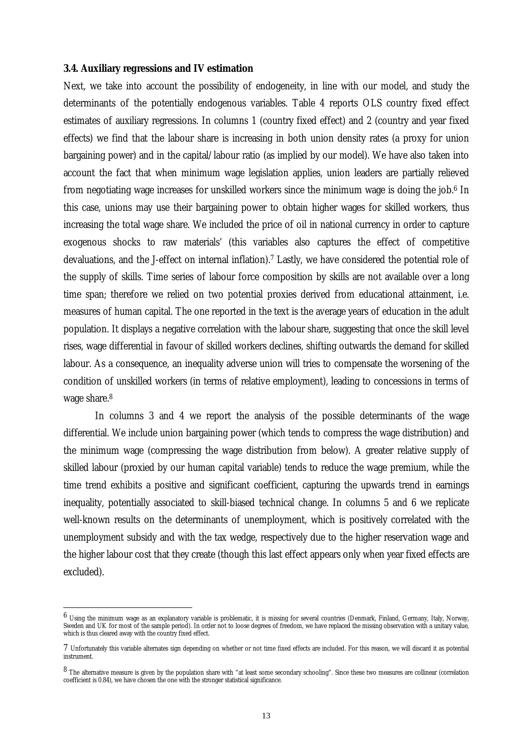### 3.4. Auxiliary regressions and IV estimation

Next, we take into account the possibility of endogeneity, in line with our model, and study the determinants of the potentially endogenous variables. Table 4 reports OLS country fixed effect estimates of auxiliary regressions. In columns 1 (country fixed effect) and 2 (country and year fixed effects) we find that the labour share is increasing in both union density rates (a proxy for union bargaining power) and in the capital/labour ratio (as implied by our model). We have also taken into account the fact that when minimum wage legislation applies, union leaders are partially relieved from negotiating wage increases for unskilled workers since the minimum wage is doing the job.[6] In this case, unions may use their bargaining power to obtain higher wages for skilled workers, thus increasing the total wage share. We included the price of oil in national currency in order to capture exogenous shocks to raw materials' (this variables also captures the effect of competitive devaluations, and the J-effect on internal inflation).[7] Lastly, we have considered the potential role of the supply of skills. Time series of labour force composition by skills are not available over a long time span; therefore we relied on two potential proxies derived from educational attainment, i.e. measures of human capital. The one reported in the text is the average years of education in the adult population. It displays a negative correlation with the labour share, suggesting that once the skill level rises, wage differential in favour of skilled workers declines, shifting outwards the demand for skilled labour. As a consequence, an inequality adverse union will tries to compensate the worsening of the condition of unskilled workers (in terms of relative employment), leading to concessions in terms of wage share.[8]

In columns 3 and 4 we report the analysis of the possible determinants of the wage differential. We include union bargaining power (which tends to compress the wage distribution) and the minimum wage (compressing the wage distribution from below). A greater relative supply of skilled labour (proxied by our human capital variable) tends to reduce the wage premium, while the time trend exhibits a positive and significant coefficient, capturing the upwards trend in earnings inequality, potentially associated to skill-biased technical change. In columns 5 and 6 we replicate well-known results on the determinants of unemployment, which is positively correlated with the unemployment subsidy and with the tax wedge, respectively due to the higher reservation wage and the higher labour cost that they create (though this last effect appears only when year fixed effects are excluded).

---

[6] Using the minimum wage as an explanatory variable is problematic, it is missing for several countries (Denmark, Finland, Germany, Italy, Norway, Sweden and UK for most of the sample period). In order not to loose degrees of freedom, we have replaced the missing observation with a unitary value, which is thus cleared away with the country fixed effect.

[7] Unfortunately this variable alternates sign depending on whether or not time fixed effects are included. For this reason, we will discard it as potential instrument.

[8] The alternative measure is given by the population share with "at least some secondary schooling". Since these two measures are collinear (correlation coefficient is 0.84), we have chosen the one with the stronger statistical significance.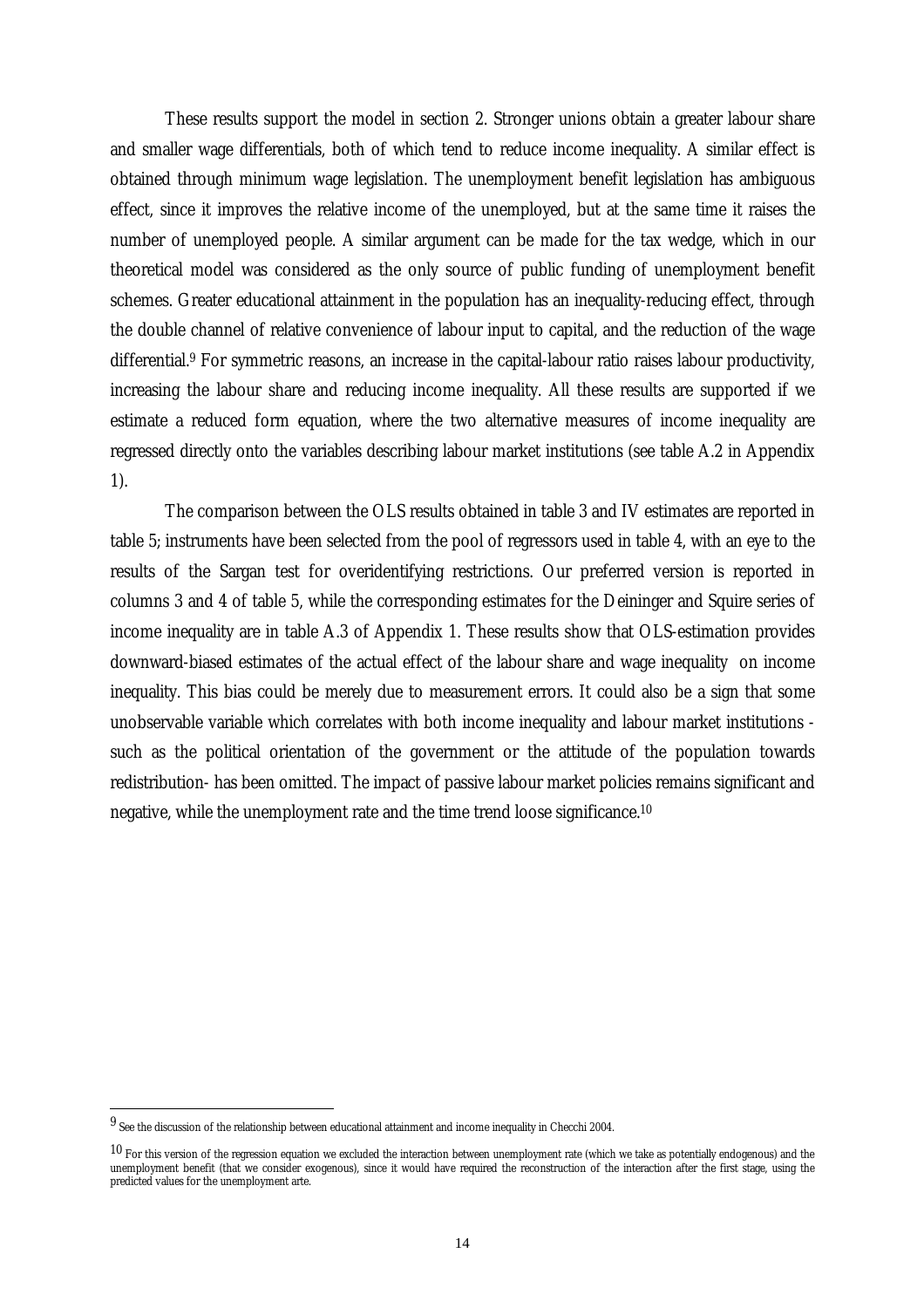These results support the model in section 2. Stronger unions obtain a greater labour share and smaller wage differentials, both of which tend to reduce income inequality. A similar effect is obtained through minimum wage legislation. The unemployment benefit legislation has ambiguous effect, since it improves the relative income of the unemployed, but at the same time it raises the number of unemployed people. A similar argument can be made for the tax wedge, which in our theoretical model was considered as the only source of public funding of unemployment benefit schemes. Greater educational attainment in the population has an inequality-reducing effect, through the double channel of relative convenience of labour input to capital, and the reduction of the wage differential.[9] For symmetric reasons, an increase in the capital-labour ratio raises labour productivity, increasing the labour share and reducing income inequality. All these results are supported if we estimate a reduced form equation, where the two alternative measures of income inequality are regressed directly onto the variables describing labour market institutions (see table A.2 in Appendix 1).

The comparison between the OLS results obtained in table 3 and IV estimates are reported in table 5; instruments have been selected from the pool of regressors used in table 4, with an eye to the results of the Sargan test for overidentifying restrictions. Our preferred version is reported in columns 3 and 4 of table 5, while the corresponding estimates for the Deininger and Squire series of income inequality are in table A.3 of Appendix 1. These results show that OLS-estimation provides downward-biased estimates of the actual effect of the labour share and wage inequality on income inequality. This bias could be merely due to measurement errors. It could also be a sign that some unobservable variable which correlates with both income inequality and labour market institutions - such as the political orientation of the government or the attitude of the population towards redistribution- has been omitted. The impact of passive labour market policies remains significant and negative, while the unemployment rate and the time trend loose significance.[10]

---

[9] See the discussion of the relationship between educational attainment and income inequality in Checchi 2004.

[10] For this version of the regression equation we excluded the interaction between unemployment rate (which we take as potentially endogenous) and the unemployment benefit (that we consider exogenous), since it would have required the reconstruction of the interaction after the first stage, using the predicted values for the unemployment arte.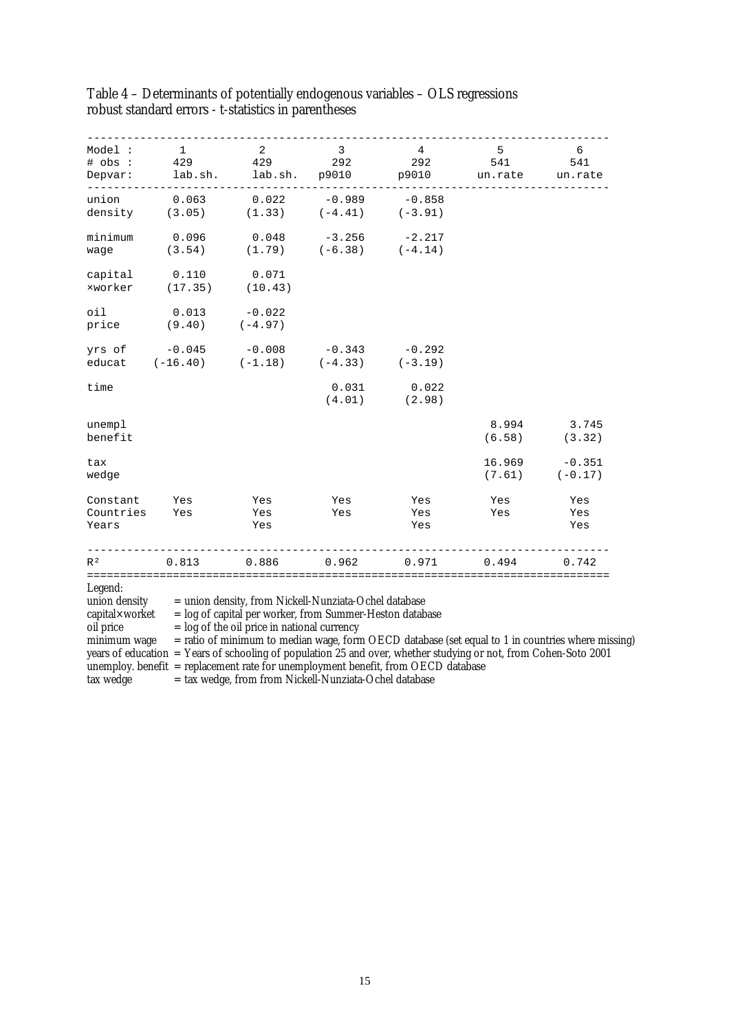Table 4 – Determinants of potentially endogenous variables – OLS regressions
robust standard errors - t-statistics in parentheses

| Model : | 1 | 2 | 3 | 4 | 5 | 6 |
|---|---|---|---|---|---|---|
| # obs : | 429 | 429 | 292 | 292 | 541 | 541 |
| Depvar: | lab.sh. | lab.sh. | p9010 | p9010 | un.rate | un.rate |
| union density | 0.063 (3.05) | 0.022 (1.33) | -0.989 (-4.41) | -0.858 (-3.91) | | |
| minimum wage | 0.096 (3.54) | 0.048 (1.79) | -3.256 (-6.38) | -2.217 (-4.14) | | |
| capital ×worker | 0.110 (17.35) | 0.071 (10.43) | | | | |
| oil price | 0.013 (9.40) | -0.022 (-4.97) | | | | |
| yrs of educat | -0.045 (-16.40) | -0.008 (-1.18) | -0.343 (-4.33) | -0.292 (-3.19) | | |
| time | | | 0.031 (4.01) | 0.022 (2.98) | | |
| unempl benefit | | | | | 8.994 (6.58) | 3.745 (3.32) |
| tax wedge | | | | | 16.969 (7.61) | -0.351 (-0.17) |
| Constant | Yes | Yes | Yes | Yes | Yes | Yes |
| Countries | Yes | Yes | Yes | Yes | Yes | Yes |
| Years | | Yes | | Yes | | Yes |
| $R^2$ | 0.813 | 0.886 | 0.962 | 0.971 | 0.494 | 0.742 |

Legend:

union density = union density, from Nickell-Nunziata-Ochel database
capital×worket = log of capital per worker, from Summer-Heston database
oil price = log of the oil price in national currency
minimum wage = ratio of minimum to median wage, form OECD database (set equal to 1 in countries where missing)
years of education = Years of schooling of population 25 and over, whether studying or not, from Cohen-Soto 2001
unemploy. benefit = replacement rate for unemployment benefit, from OECD database
tax wedge = tax wedge, from from Nickell-Nunziata-Ochel database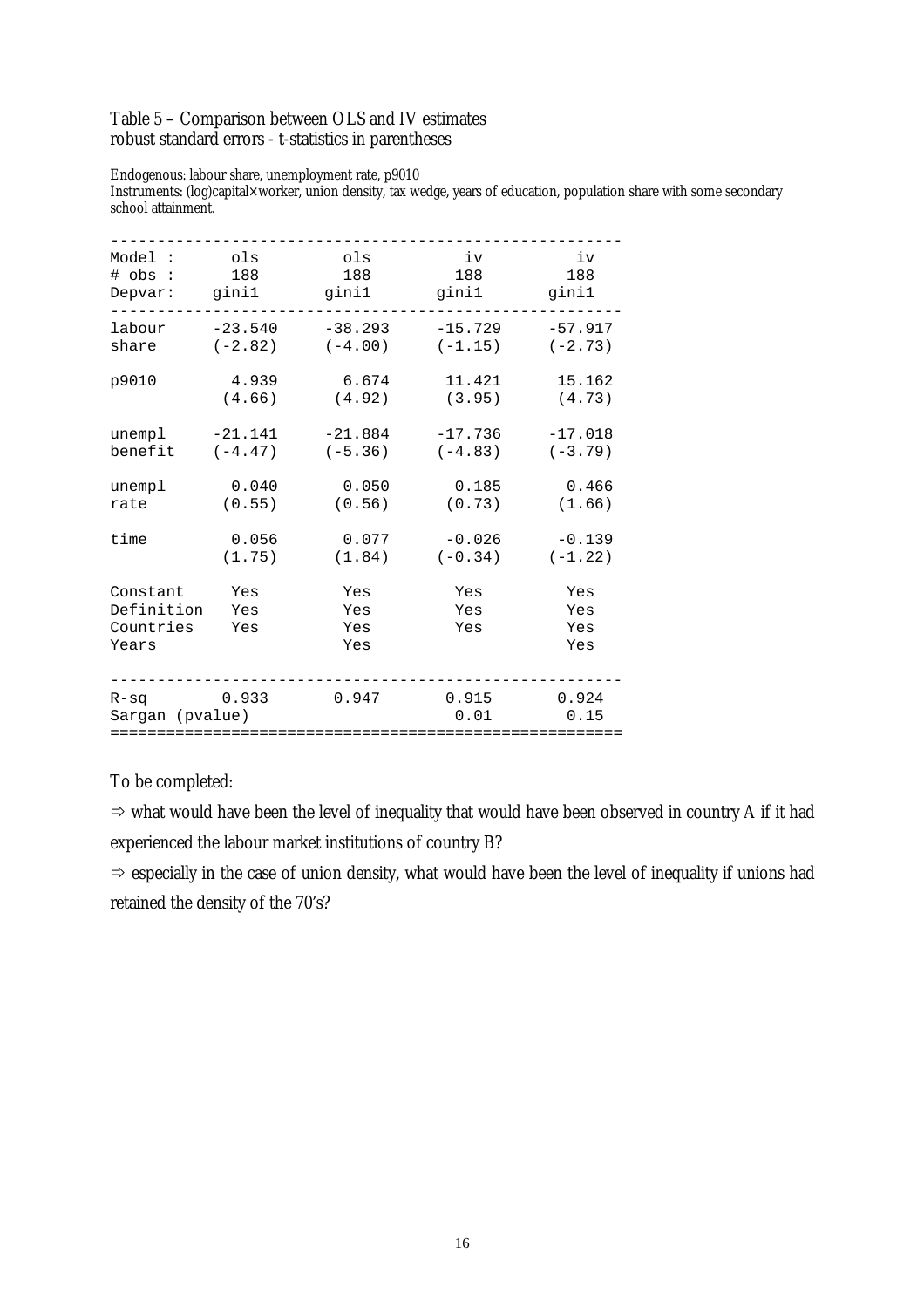Table 5 – Comparison between OLS and IV estimates
robust standard errors - t-statistics in parentheses

Endogenous: labour share, unemployment rate, p9010
Instruments: (log)capital×worker, union density, tax wedge, years of education, population share with some secondary school attainment.

| Model : | ols | ols | iv | iv |
|---|---|---|---|---|
| # obs : | 188 | 188 | 188 | 188 |
| Depvar: | gini1 | gini1 | gini1 | gini1 |
| labour share | -23.540 (-2.82) | -38.293 (-4.00) | -15.729 (-1.15) | -57.917 (-2.73) |
| p9010 | 4.939 (4.66) | 6.674 (4.92) | 11.421 (3.95) | 15.162 (4.73) |
| unempl benefit | -21.141 (-4.47) | -21.884 (-5.36) | -17.736 (-4.83) | -17.018 (-3.79) |
| unempl rate | 0.040 (0.55) | 0.050 (0.56) | 0.185 (0.73) | 0.466 (1.66) |
| time | 0.056 (1.75) | 0.077 (1.84) | -0.026 (-0.34) | -0.139 (-1.22) |
| Constant | Yes | Yes | Yes | Yes |
| Definition | Yes | Yes | Yes | Yes |
| Countries | Yes | Yes | Yes | Yes |
| Years | | Yes | | Yes |
| R-sq | 0.933 | 0.947 | 0.915 | 0.924 |
| Sargan (pvalue) | | | 0.01 | 0.15 |

To be completed:

⇨ what would have been the level of inequality that would have been observed in country A if it had experienced the labour market institutions of country B?

⇨ especially in the case of union density, what would have been the level of inequality if unions had retained the density of the 70's?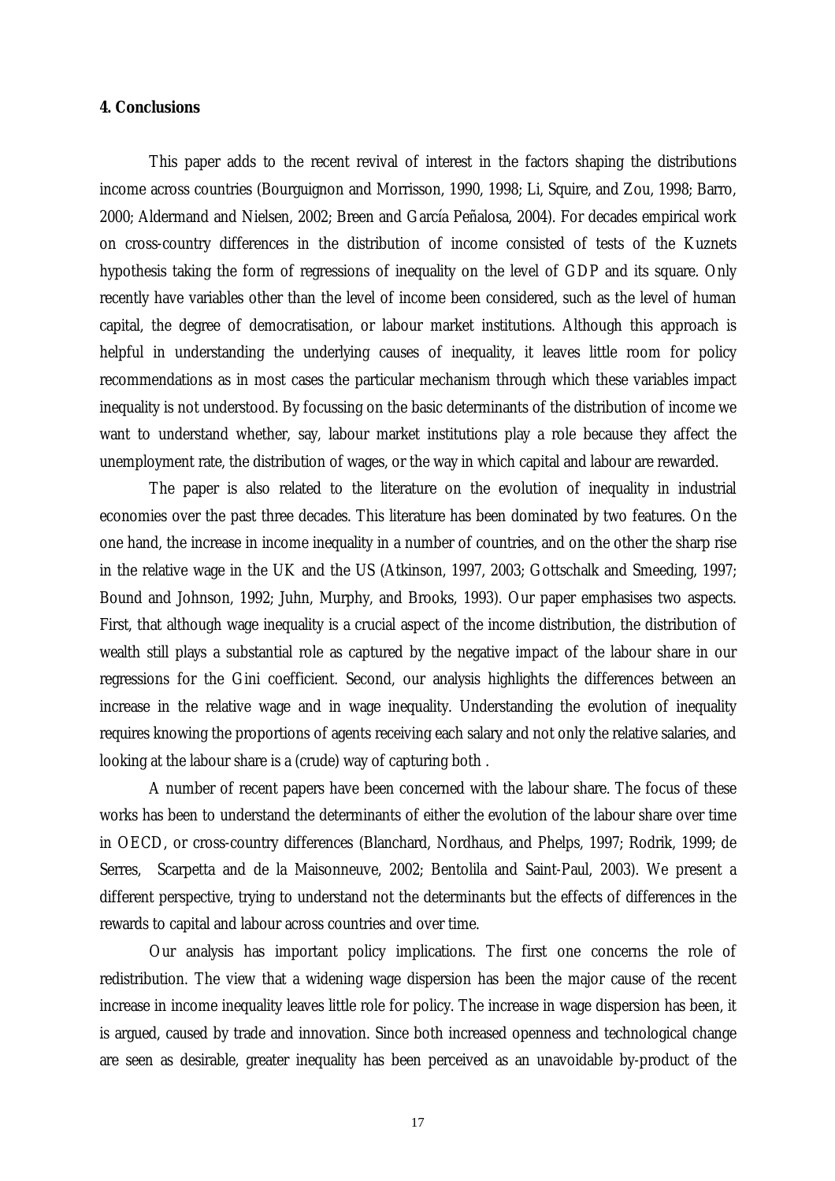**4. Conclusions**

This paper adds to the recent revival of interest in the factors shaping the distributions income across countries (Bourguignon and Morrisson, 1990, 1998; Li, Squire, and Zou, 1998; Barro, 2000; Aldermand and Nielsen, 2002; Breen and García Peñalosa, 2004). For decades empirical work on cross-country differences in the distribution of income consisted of tests of the Kuznets hypothesis taking the form of regressions of inequality on the level of GDP and its square. Only recently have variables other than the level of income been considered, such as the level of human capital, the degree of democratisation, or labour market institutions. Although this approach is helpful in understanding the underlying causes of inequality, it leaves little room for policy recommendations as in most cases the particular mechanism through which these variables impact inequality is not understood. By focussing on the basic determinants of the distribution of income we want to understand whether, say, labour market institutions play a role because they affect the unemployment rate, the distribution of wages, or the way in which capital and labour are rewarded.

The paper is also related to the literature on the evolution of inequality in industrial economies over the past three decades. This literature has been dominated by two features. On the one hand, the increase in income inequality in a number of countries, and on the other the sharp rise in the relative wage in the UK and the US (Atkinson, 1997, 2003; Gottschalk and Smeeding, 1997; Bound and Johnson, 1992; Juhn, Murphy, and Brooks, 1993). Our paper emphasises two aspects. First, that although wage inequality is a crucial aspect of the income distribution, the distribution of wealth still plays a substantial role as captured by the negative impact of the labour share in our regressions for the Gini coefficient. Second, our analysis highlights the differences between an increase in the relative wage and in wage inequality. Understanding the evolution of inequality requires knowing the proportions of agents receiving each salary and not only the relative salaries, and looking at the labour share is a (crude) way of capturing both .

A number of recent papers have been concerned with the labour share. The focus of these works has been to understand the determinants of either the evolution of the labour share over time in OECD, or cross-country differences (Blanchard, Nordhaus, and Phelps, 1997; Rodrik, 1999; de Serres, Scarpetta and de la Maisonneuve, 2002; Bentolila and Saint-Paul, 2003). We present a different perspective, trying to understand not the determinants but the effects of differences in the rewards to capital and labour across countries and over time.

Our analysis has important policy implications. The first one concerns the role of redistribution. The view that a widening wage dispersion has been the major cause of the recent increase in income inequality leaves little role for policy. The increase in wage dispersion has been, it is argued, caused by trade and innovation. Since both increased openness and technological change are seen as desirable, greater inequality has been perceived as an unavoidable by-product of the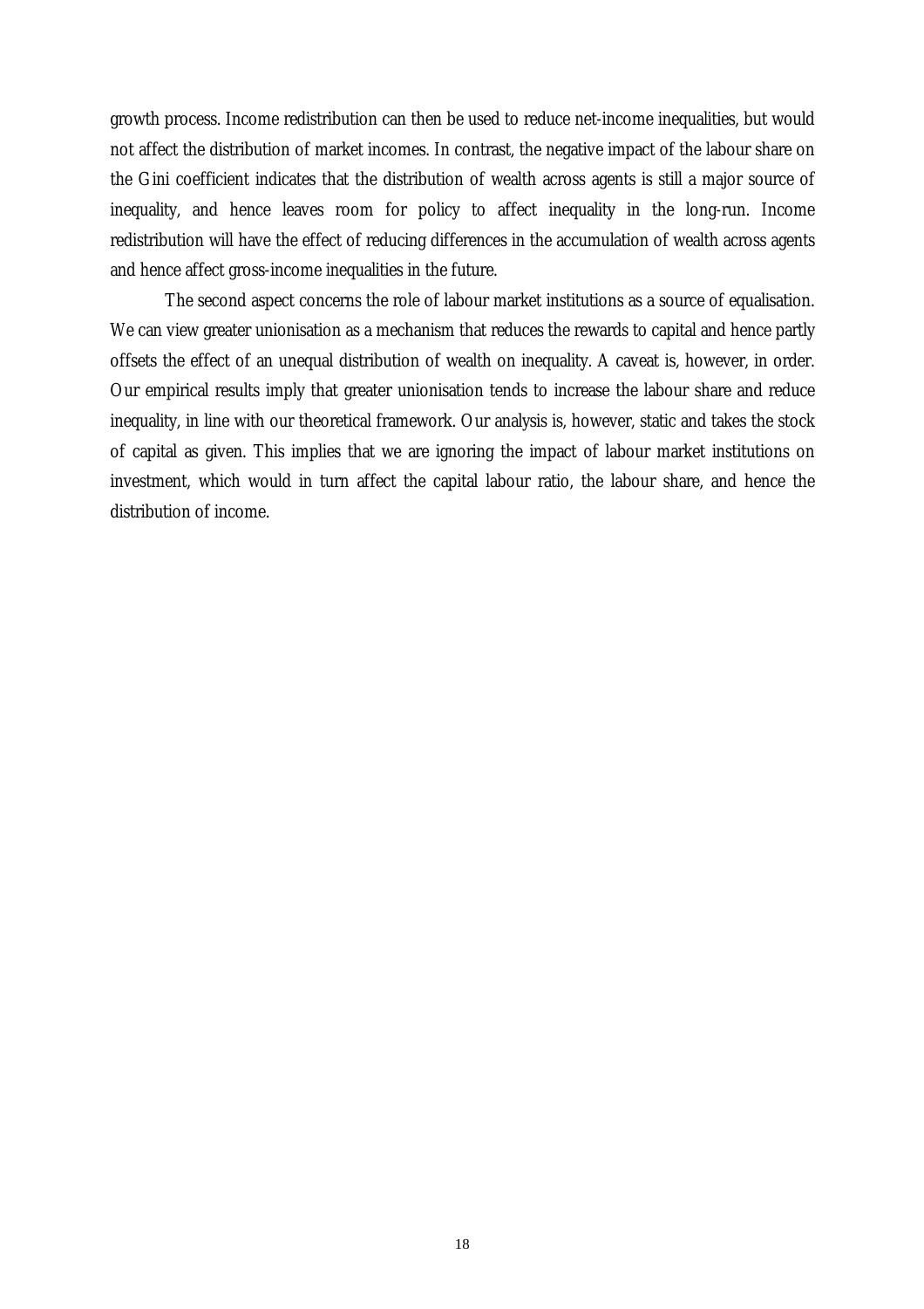growth process. Income redistribution can then be used to reduce net-income inequalities, but would not affect the distribution of market incomes. In contrast, the negative impact of the labour share on the Gini coefficient indicates that the distribution of wealth across agents is still a major source of inequality, and hence leaves room for policy to affect inequality in the long-run. Income redistribution will have the effect of reducing differences in the accumulation of wealth across agents and hence affect gross-income inequalities in the future.

The second aspect concerns the role of labour market institutions as a source of equalisation. We can view greater unionisation as a mechanism that reduces the rewards to capital and hence partly offsets the effect of an unequal distribution of wealth on inequality. A caveat is, however, in order. Our empirical results imply that greater unionisation tends to increase the labour share and reduce inequality, in line with our theoretical framework. Our analysis is, however, static and takes the stock of capital as given. This implies that we are ignoring the impact of labour market institutions on investment, which would in turn affect the capital labour ratio, the labour share, and hence the distribution of income.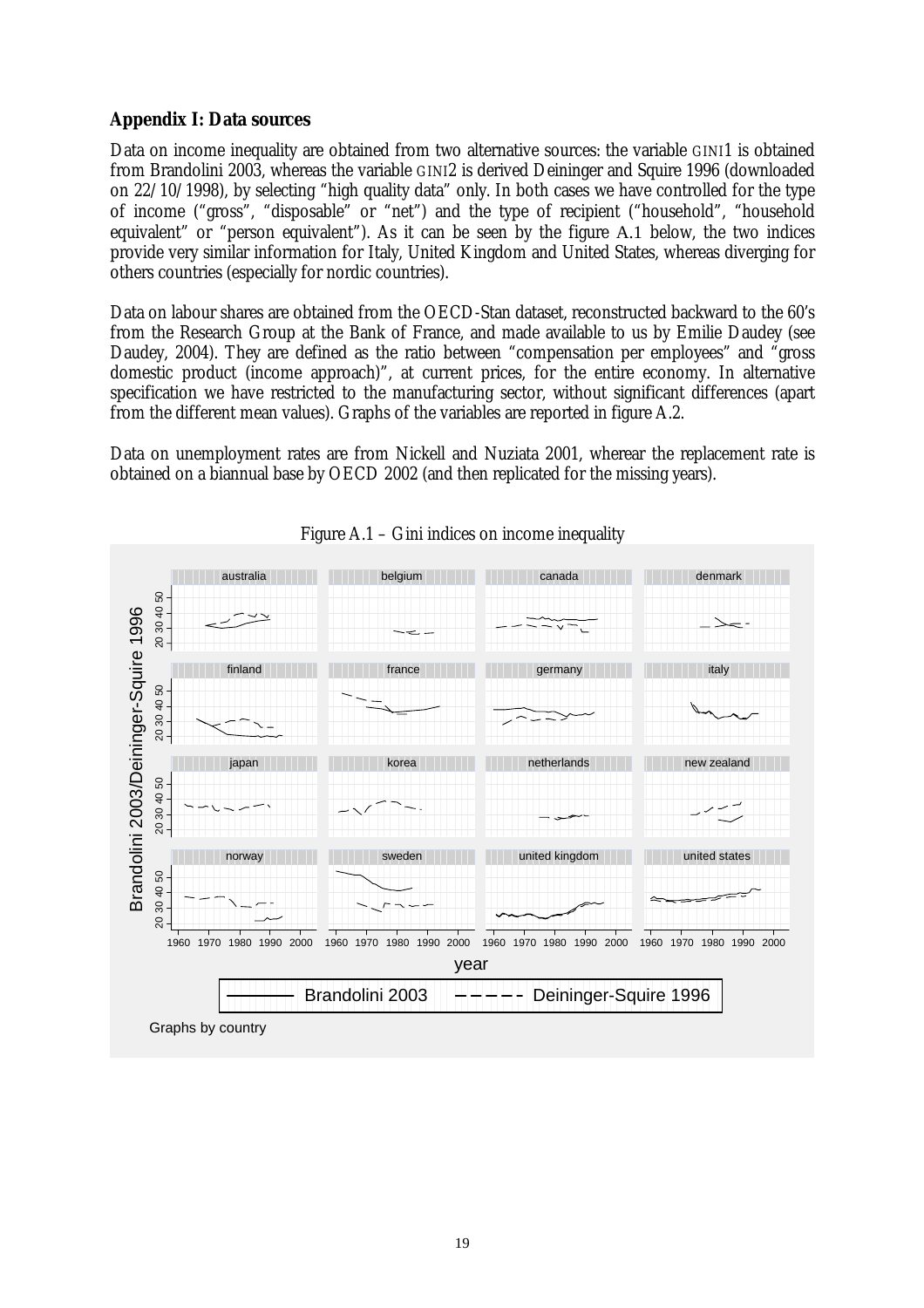## Appendix I: Data sources

Data on income inequality are obtained from two alternative sources: the variable GINI1 is obtained from Brandolini 2003, whereas the variable GINI2 is derived Deininger and Squire 1996 (downloaded on 22/10/1998), by selecting "high quality data" only. In both cases we have controlled for the type of income ("gross", "disposable" or "net") and the type of recipient ("household", "household equivalent" or "person equivalent"). As it can be seen by the figure A.1 below, the two indices provide very similar information for Italy, United Kingdom and United States, whereas diverging for others countries (especially for nordic countries).

Data on labour shares are obtained from the OECD-Stan dataset, reconstructed backward to the 60's from the Research Group at the Bank of France, and made available to us by Emilie Daudey (see Daudey, 2004). They are defined as the ratio between "compensation per employees" and "gross domestic product (income approach)", at current prices, for the entire economy. In alternative specification we have restricted to the manufacturing sector, without significant differences (apart from the different mean values). Graphs of the variables are reported in figure A.2.

Data on unemployment rates are from Nickell and Nuziata 2001, wherear the replacement rate is obtained on a biannual base by OECD 2002 (and then replicated for the missing years).

Figure A.1 – Gini indices on income inequality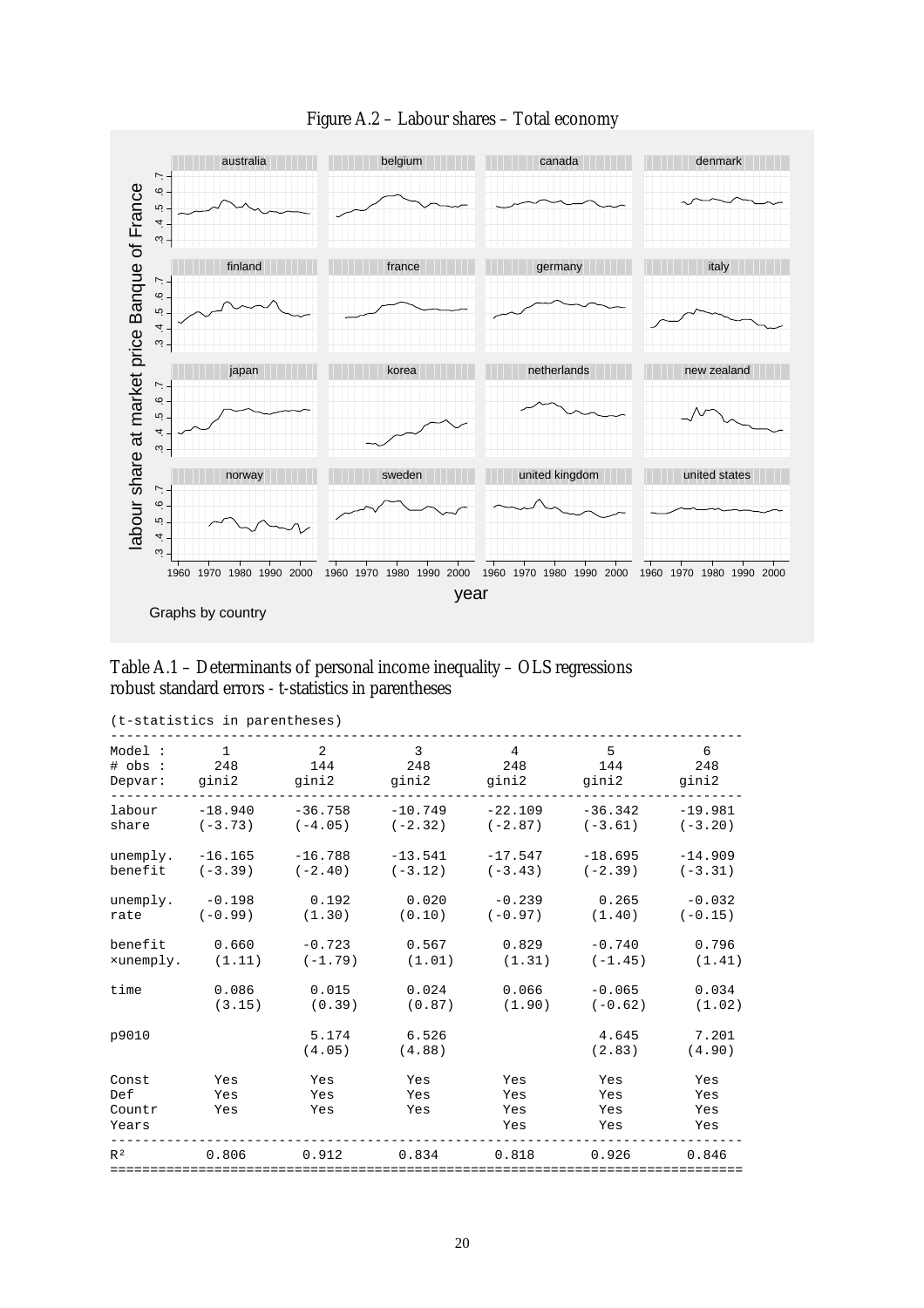Figure A.2 – Labour shares – Total economy

Table A.1 – Determinants of personal income inequality – OLS regressions
robust standard errors - t-statistics in parentheses

(t-statistics in parentheses)

| Model : | 1 | 2 | 3 | 4 | 5 | 6 |
|---|---|---|---|---|---|---|
| # obs : | 248 | 144 | 248 | 248 | 144 | 248 |
| Depvar: | gini2 | gini2 | gini2 | gini2 | gini2 | gini2 |
| labour share | -18.940 (-3.73) | -36.758 (-4.05) | -10.749 (-2.32) | -22.109 (-2.87) | -36.342 (-3.61) | -19.981 (-3.20) |
| unemply. benefit | -16.165 (-3.39) | -16.788 (-2.40) | -13.541 (-3.12) | -17.547 (-3.43) | -18.695 (-2.39) | -14.909 (-3.31) |
| unemply. rate | -0.198 (-0.99) | 0.192 (1.30) | 0.020 (0.10) | -0.239 (-0.97) | 0.265 (1.40) | -0.032 (-0.15) |
| benefit ×unemply. | 0.660 (1.11) | -0.723 (-1.79) | 0.567 (1.01) | 0.829 (1.31) | -0.740 (-1.45) | 0.796 (1.41) |
| time | 0.086 (3.15) | 0.015 (0.39) | 0.024 (0.87) | 0.066 (1.90) | -0.065 (-0.62) | 0.034 (1.02) |
| p9010 | | 5.174 (4.05) | 6.526 (4.88) | | 4.645 (2.83) | 7.201 (4.90) |
| Const | Yes | Yes | Yes | Yes | Yes | Yes |
| Def | Yes | Yes | Yes | Yes | Yes | Yes |
| Countr | Yes | Yes | Yes | Yes | Yes | Yes |
| Years | | | | Yes | Yes | Yes |
| $R^2$ | 0.806 | 0.912 | 0.834 | 0.818 | 0.926 | 0.846 |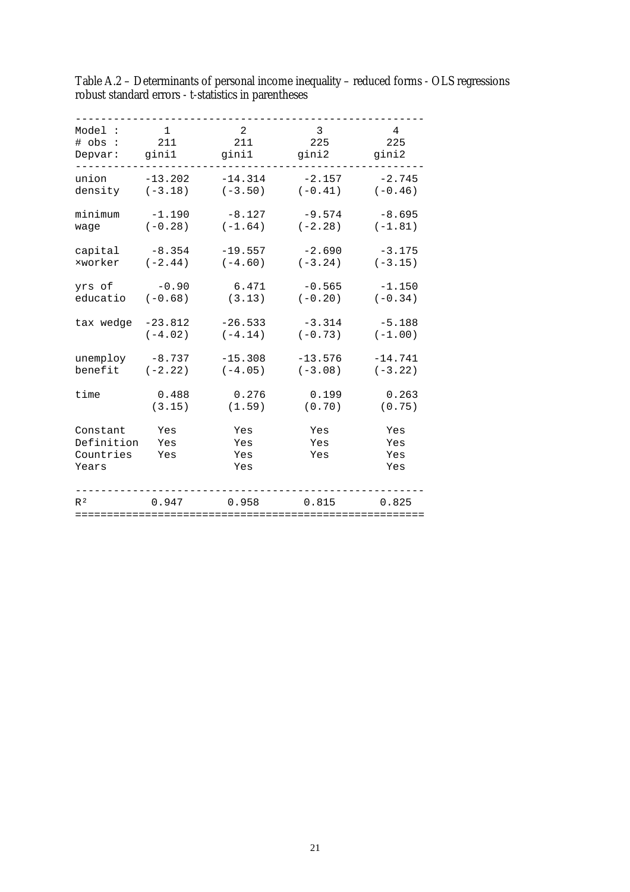Table A.2 – Determinants of personal income inequality – reduced forms - OLS regressions robust standard errors - t-statistics in parentheses

| Model : | 1 | 2 | 3 | 4 |
|---|---|---|---|---|
| # obs : | 211 | 211 | 225 | 225 |
| Depvar: | gini1 | gini1 | gini2 | gini2 |
| union density | -13.202 (-3.18) | -14.314 (-3.50) | -2.157 (-0.41) | -2.745 (-0.46) |
| minimum wage | -1.190 (-0.28) | -8.127 (-1.64) | -9.574 (-2.28) | -8.695 (-1.81) |
| capital ×worker | -8.354 (-2.44) | -19.557 (-4.60) | -2.690 (-3.24) | -3.175 (-3.15) |
| yrs of educatio | -0.90 (-0.68) | 6.471 (3.13) | -0.565 (-0.20) | -1.150 (-0.34) |
| tax wedge | -23.812 (-4.02) | -26.533 (-4.14) | -3.314 (-0.73) | -5.188 (-1.00) |
| unemploy benefit | -8.737 (-2.22) | -15.308 (-4.05) | -13.576 (-3.08) | -14.741 (-3.22) |
| time | 0.488 (3.15) | 0.276 (1.59) | 0.199 (0.70) | 0.263 (0.75) |
| Constant | Yes | Yes | Yes | Yes |
| Definition | Yes | Yes | Yes | Yes |
| Countries | Yes | Yes | Yes | Yes |
| Years | | Yes | | Yes |
| $R^2$ | 0.947 | 0.958 | 0.815 | 0.825 |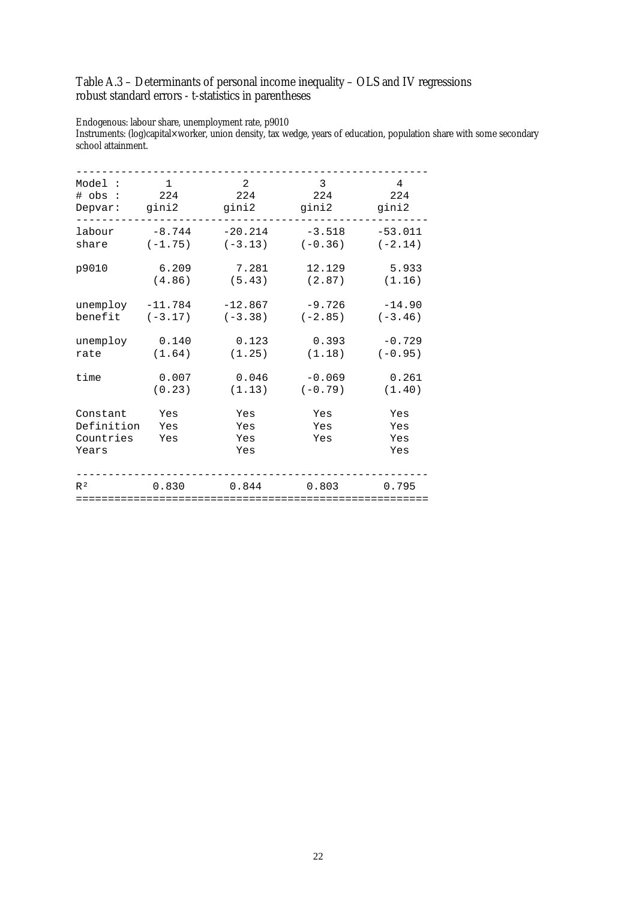Table A.3 – Determinants of personal income inequality – OLS and IV regressions
robust standard errors - t-statistics in parentheses

Endogenous: labour share, unemployment rate, p9010
Instruments: (log)capital×worker, union density, tax wedge, years of education, population share with some secondary school attainment.

| Model : | 1 | 2 | 3 | 4 |
|---|---|---|---|---|
| # obs : | 224 | 224 | 224 | 224 |
| Depvar: | gini2 | gini2 | gini2 | gini2 |
| labour share | -8.744 (-1.75) | -20.214 (-3.13) | -3.518 (-0.36) | -53.011 (-2.14) |
| p9010 | 6.209 (4.86) | 7.281 (5.43) | 12.129 (2.87) | 5.933 (1.16) |
| unemploy benefit | -11.784 (-3.17) | -12.867 (-3.38) | -9.726 (-2.85) | -14.90 (-3.46) |
| unemploy rate | 0.140 (1.64) | 0.123 (1.25) | 0.393 (1.18) | -0.729 (-0.95) |
| time | 0.007 (0.23) | 0.046 (1.13) | -0.069 (-0.79) | 0.261 (1.40) |
| Constant | Yes | Yes | Yes | Yes |
| Definition | Yes | Yes | Yes | Yes |
| Countries | Yes | Yes | Yes | Yes |
| Years | | Yes | | Yes |
| $R^2$ | 0.830 | 0.844 | 0.803 | 0.795 |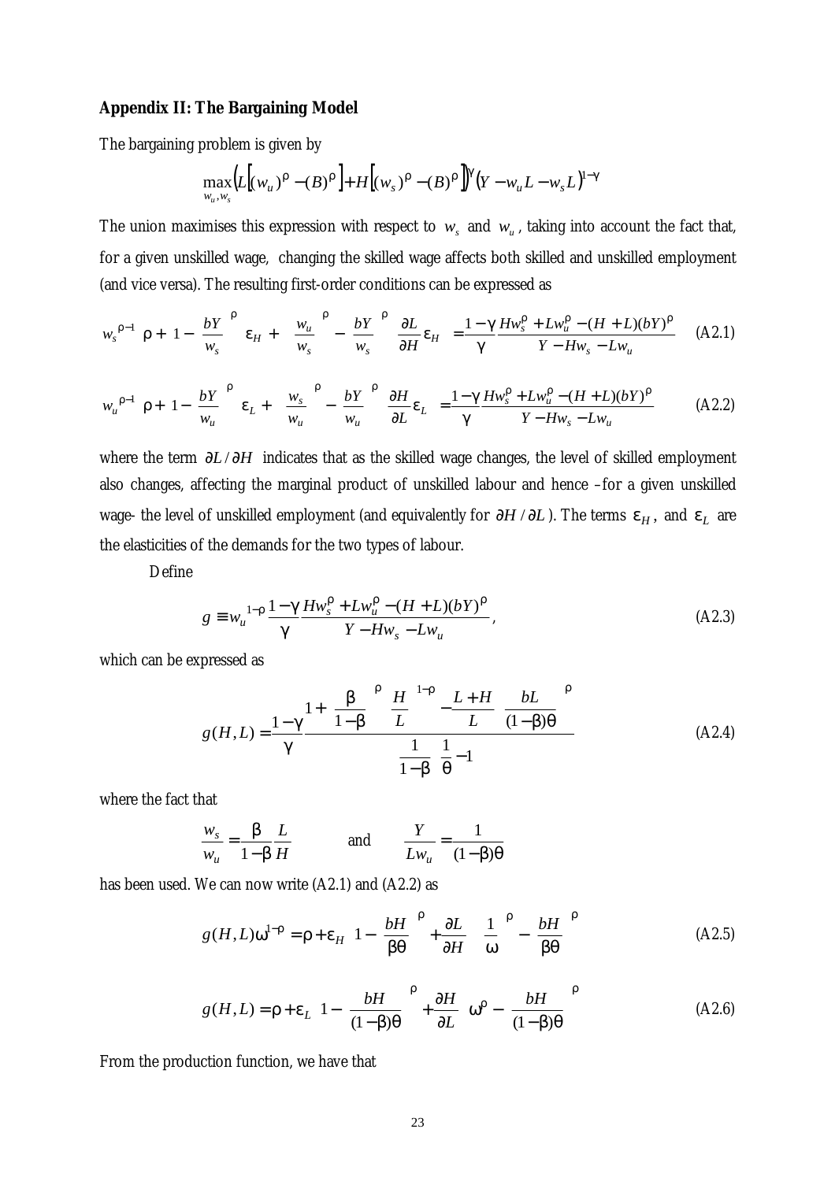### Appendix II: The Bargaining Model

The bargaining problem is given by

$$\max_{w_u, w_s} \left( L\left[ (w_u)^\rho - (B)^\rho \right] + H\left[ (w_s)^\rho - (B)^\rho \right] \right)^\gamma \left( Y - w_u L - w_s L \right)^{1-\gamma}$$

The union maximises this expression with respect to $w_s$ and $w_u$, taking into account the fact that, for a given unskilled wage, changing the skilled wage affects both skilled and unskilled employment (and vice versa). The resulting first-order conditions can be expressed as

$$w_s^{\rho-1}\left( \rho + \left(1 - \left(\frac{bY}{w_s}\right)^\rho\right)\varepsilon_H + \left( \left(\frac{w_u}{w_s}\right)^\rho - \left(\frac{bY}{w_s}\right)^\rho \right)\frac{\partial L}{\partial H}\varepsilon_H \right) = \frac{1-\gamma}{\gamma}\frac{Hw_s^\rho + Lw_u^\rho - (H+L)(bY)^\rho}{Y - Hw_s - Lw_u} \quad \text{(A2.1)}$$

$$w_u^{\rho-1}\left( \rho + \left(1 - \left(\frac{bY}{w_u}\right)^\rho\right)\varepsilon_L + \left( \left(\frac{w_s}{w_u}\right)^\rho - \left(\frac{bY}{w_u}\right)^\rho \right)\frac{\partial H}{\partial L}\varepsilon_L \right) = \frac{1-\gamma}{\gamma}\frac{Hw_s^\rho + Lw_u^\rho - (H+L)(bY)^\rho}{Y - Hw_s - Lw_u} \quad \text{(A2.2)}$$

where the term $\partial L/\partial H$ indicates that as the skilled wage changes, the level of skilled employment also changes, affecting the marginal product of unskilled labour and hence –for a given unskilled wage- the level of unskilled employment (and equivalently for $\partial H/\partial L$). The terms $\varepsilon_H$, and $\varepsilon_L$ are the elasticities of the demands for the two types of labour.

Define

$$g \equiv w_u^{1-\rho}\frac{1-\gamma}{\gamma}\frac{Hw_s^\rho + Lw_u^\rho - (H+L)(bY)^\rho}{Y - Hw_s - Lw_u}, \quad \text{(A2.3)}$$

which can be expressed as

$$g(H,L) = \frac{1-\gamma}{\gamma}\frac{1 + \left(\frac{\beta}{1-\beta}\right)^\rho \left(\frac{H}{L}\right)^{1-\rho} - \frac{L+H}{L}\left(\frac{bL}{(1-\beta)\theta}\right)^\rho}{\frac{1}{1-\beta}\left(\frac{1}{\theta}\right) - 1} \quad \text{(A2.4)}$$

where the fact that

$$\frac{w_s}{w_u} = \frac{\beta}{1-\beta}\frac{L}{H} \qquad \text{and} \qquad \frac{Y}{Lw_u} = \frac{1}{(1-\beta)\theta}$$

has been used. We can now write (A2.1) and (A2.2) as

$$g(H,L)\omega^{1-\rho} = \rho + \varepsilon_H \left( 1 - \left(\frac{bH}{\beta\theta}\right)^\rho + \frac{\partial L}{\partial H}\left( \left(\frac{1}{\omega}\right)^\rho - \left(\frac{bH}{\beta\theta}\right)^\rho \right) \right) \quad \text{(A2.5)}$$

$$g(H,L) = \rho + \varepsilon_L \left( 1 - \left(\frac{bH}{(1-\beta)\theta}\right)^\rho + \frac{\partial H}{\partial L}\left( \omega^\rho - \left(\frac{bH}{(1-\beta)\theta}\right)^\rho \right) \right) \quad \text{(A2.6)}$$

From the production function, we have that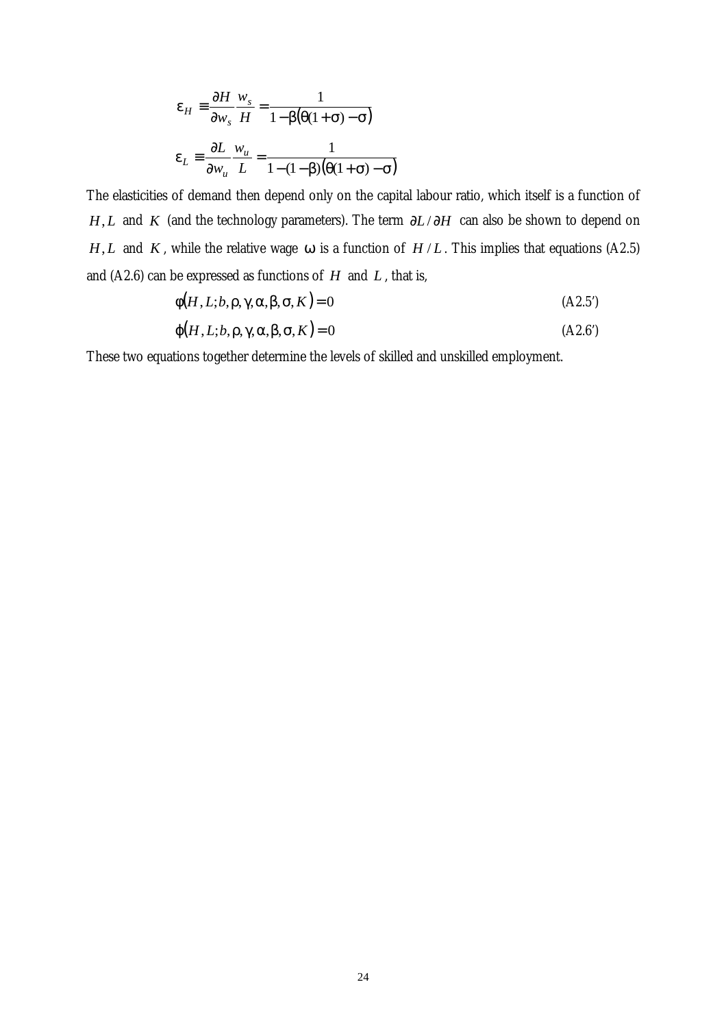$$\varepsilon_H \equiv \frac{\partial H}{\partial w_s}\frac{w_s}{H} = \frac{1}{1-\beta\left(\theta(1+\sigma)-\sigma\right)}$$

$$\varepsilon_L \equiv \frac{\partial L}{\partial w_u}\frac{w_u}{L} = \frac{1}{1-(1-\beta)\left(\theta(1+\sigma)-\sigma\right)}$$

The elasticities of demand then depend only on the capital labour ratio, which itself is a function of $H, L$ and $K$ (and the technology parameters). The term $\partial L/\partial H$ can also be shown to depend on $H, L$ and $K$, while the relative wage $\omega$ is a function of $H/L$. This implies that equations (A2.5) and (A2.6) can be expressed as functions of $H$ and $L$, that is,

$$\phi\left(H, L; b, \rho, \gamma, \alpha, \beta, \sigma, K\right) = 0 \qquad \text{(A2.5')}$$

$$\varphi\left(H, L; b, \rho, \gamma, \alpha, \beta, \sigma, K\right) = 0 \qquad \text{(A2.6')}$$

These two equations together determine the levels of skilled and unskilled employment.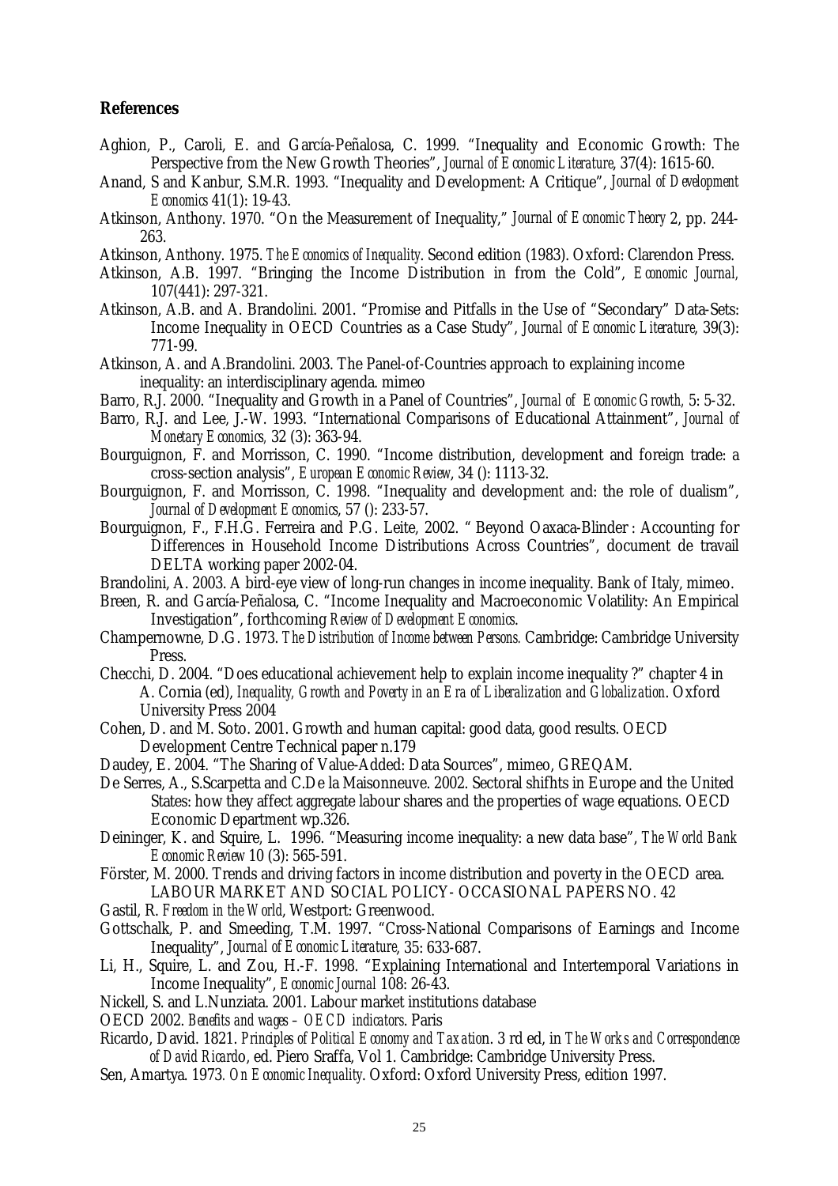## References

Aghion, P., Caroli, E. and García-Peñalosa, C. 1999. "Inequality and Economic Growth: The Perspective from the New Growth Theories", *Journal of Economic Literature*, 37(4): 1615-60.

Anand, S and Kanbur, S.M.R. 1993. "Inequality and Development: A Critique", *Journal of Development Economics* 41(1): 19-43.

Atkinson, Anthony. 1970. "On the Measurement of Inequality," *Journal of Economic Theory* 2, pp. 244-263.

Atkinson, Anthony. 1975. *The Economics of Inequality*. Second edition (1983). Oxford: Clarendon Press.

Atkinson, A.B. 1997. "Bringing the Income Distribution in from the Cold", *Economic Journal,* 107(441): 297-321.

Atkinson, A.B. and A. Brandolini. 2001. "Promise and Pitfalls in the Use of "Secondary" Data-Sets: Income Inequality in OECD Countries as a Case Study", *Journal of Economic Literature*, 39(3): 771-99.

Atkinson, A. and A.Brandolini. 2003. The Panel-of-Countries approach to explaining income inequality: an interdisciplinary agenda. mimeo

Barro, R.J. 2000. "Inequality and Growth in a Panel of Countries", *Journal of Economic Growth,* 5: 5-32.

Barro, R.J. and Lee, J.-W. 1993. "International Comparisons of Educational Attainment", *Journal of Monetary Economics,* 32 (3): 363-94.

Bourguignon, F. and Morrisson, C. 1990. "Income distribution, development and foreign trade: a cross-section analysis", *European Economic Review*, 34 (): 1113-32.

Bourguignon, F. and Morrisson, C. 1998. "Inequality and development and: the role of dualism", *Journal of Development Economics*, 57 (): 233-57.

Bourguignon, F., F.H.G. Ferreira and P.G. Leite, 2002. " Beyond Oaxaca-Blinder : Accounting for Differences in Household Income Distributions Across Countries", document de travail DELTA working paper 2002-04.

Brandolini, A. 2003. A bird-eye view of long-run changes in income inequality. Bank of Italy, mimeo.

Breen, R. and García-Peñalosa, C. "Income Inequality and Macroeconomic Volatility: An Empirical Investigation", forthcoming *Review of Development Economics*.

Champernowne, D.G. 1973. *The Distribution of Income between Persons.* Cambridge: Cambridge University Press.

Checchi, D. 2004. "Does educational achievement help to explain income inequality ?" chapter 4 in A. Cornia (ed), *Inequality, Growth and Poverty in an Era of Liberalization and Globalization*. Oxford University Press 2004

Cohen, D. and M. Soto. 2001. Growth and human capital: good data, good results. OECD Development Centre Technical paper n.179

Daudey, E. 2004. "The Sharing of Value-Added: Data Sources", mimeo, GREQAM.

De Serres, A., S.Scarpetta and C.De la Maisonneuve. 2002. Sectoral shifhts in Europe and the United States: how they affect aggregate labour shares and the properties of wage equations. OECD Economic Department wp.326.

Deininger, K. and Squire, L. 1996. "Measuring income inequality: a new data base", *The World Bank Economic Review* 10 (3): 565-591.

Förster, M. 2000. Trends and driving factors in income distribution and poverty in the OECD area. LABOUR MARKET AND SOCIAL POLICY- OCCASIONAL PAPERS NO. 42

Gastil, R. *Freedom in the World,* Westport: Greenwood.

Gottschalk, P. and Smeeding, T.M. 1997. "Cross-National Comparisons of Earnings and Income Inequality", *Journal of Economic Literature,* 35: 633-687.

Li, H., Squire, L. and Zou, H.-F. 1998. "Explaining International and Intertemporal Variations in Income Inequality", *Economic Journal* 108: 26-43.

Nickell, S. and L.Nunziata. 2001. Labour market institutions database

OECD 2002. *Benefits and wages – OECD indicators*. Paris

Ricardo, David. 1821. *Principles of Political Economy and Taxation*. 3 rd ed, in *The Works and Correspondence of David Ricardo*, ed. Piero Sraffa, Vol 1. Cambridge: Cambridge University Press.

Sen, Amartya. 1973. *On Economic Inequality*. Oxford: Oxford University Press, edition 1997.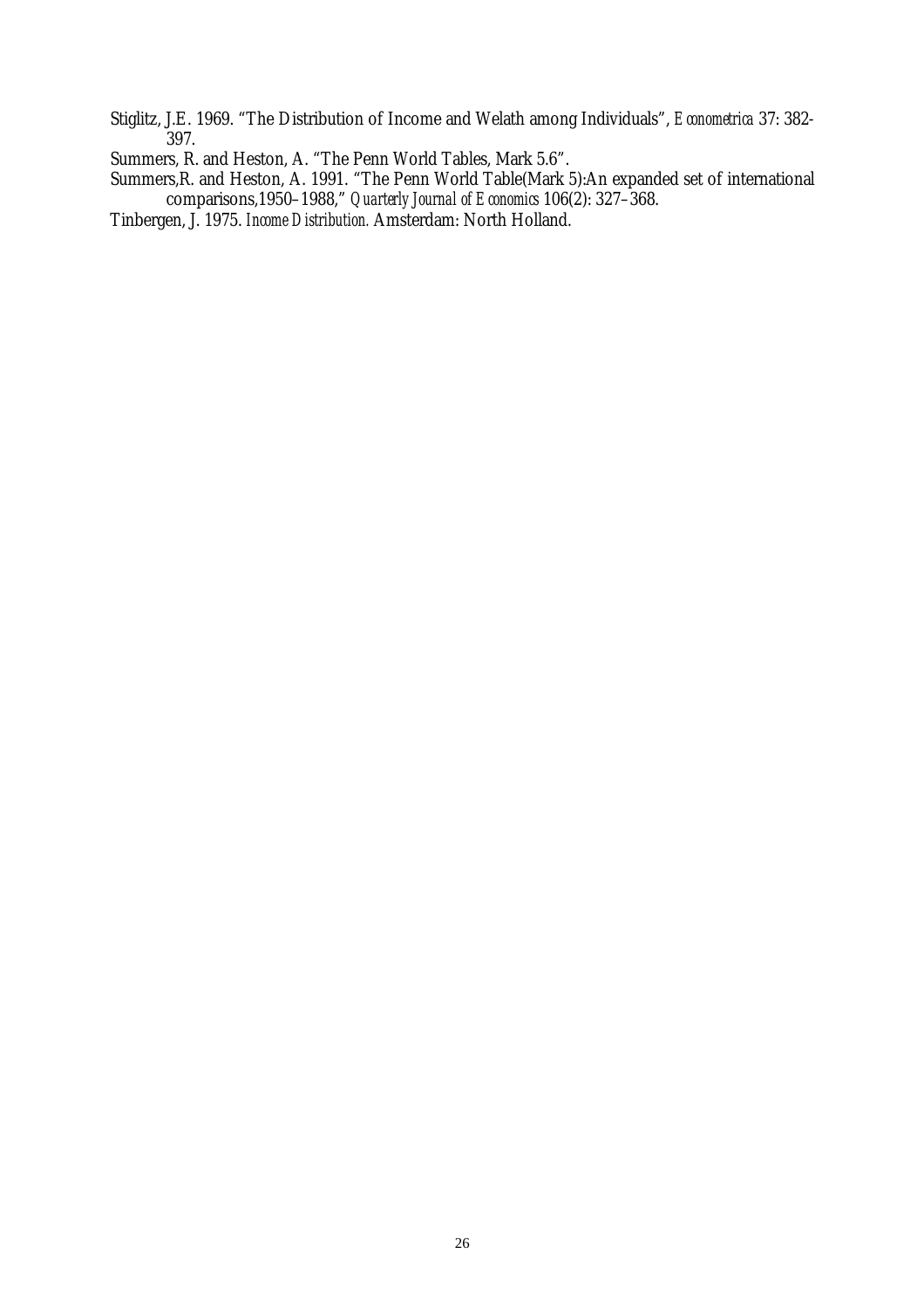Stiglitz, J.E. 1969. "The Distribution of Income and Welath among Individuals", *Econometrica* 37: 382-397.

Summers, R. and Heston, A. "The Penn World Tables, Mark 5.6".

Summers,R. and Heston, A. 1991. "The Penn World Table(Mark 5):An expanded set of international comparisons,1950–1988," *Quarterly Journal of Economics* 106(2): 327–368.

Tinbergen, J. 1975. *Income Distribution.* Amsterdam: North Holland.